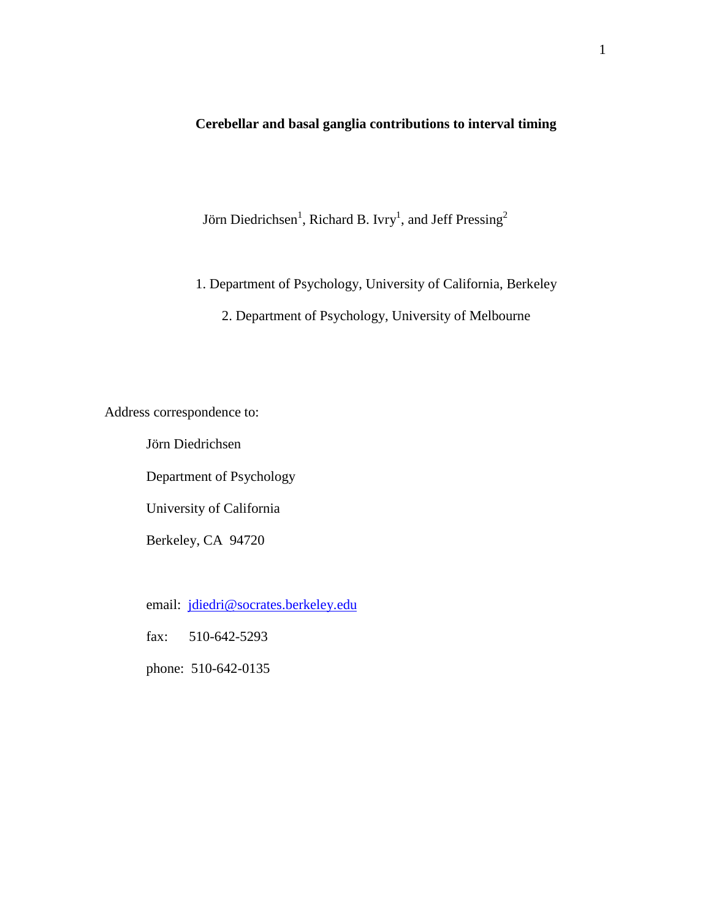# Cerebellar and basal ganglia contributions to interval timing

Jörn Diedrichsen[1], Richard B. Ivry[1], and Jeff Pressing[2]

1. Department of Psychology, University of California, Berkeley

2. Department of Psychology, University of Melbourne

Address correspondence to:

Jörn Diedrichsen

Department of Psychology

University of California

Berkeley, CA 94720

email: jdiedri@socrates.berkeley.edu

fax: 510-642-5293

phone: 510-642-0135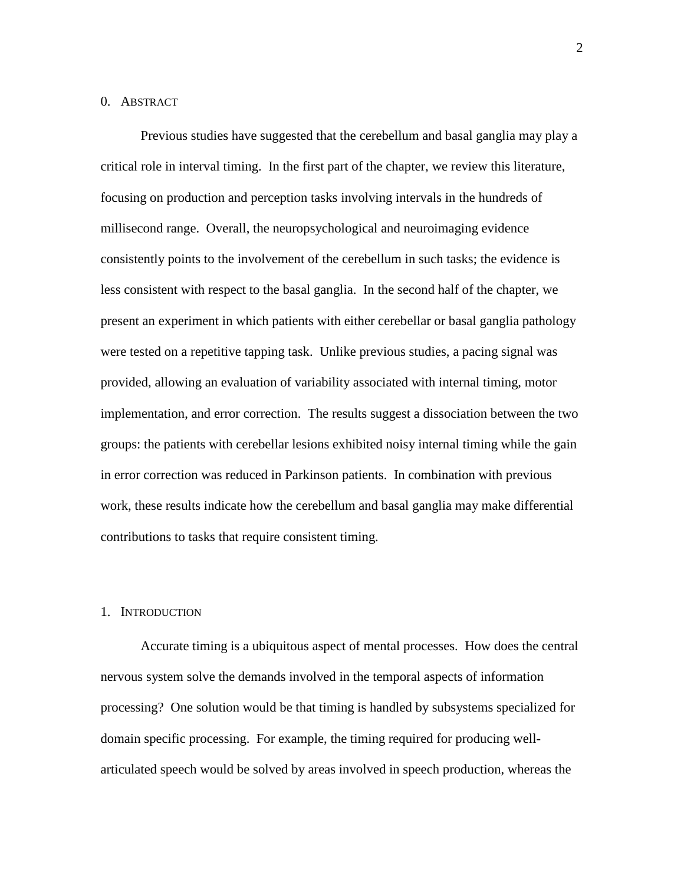## 0. Abstract

Previous studies have suggested that the cerebellum and basal ganglia may play a critical role in interval timing. In the first part of the chapter, we review this literature, focusing on production and perception tasks involving intervals in the hundreds of millisecond range. Overall, the neuropsychological and neuroimaging evidence consistently points to the involvement of the cerebellum in such tasks; the evidence is less consistent with respect to the basal ganglia. In the second half of the chapter, we present an experiment in which patients with either cerebellar or basal ganglia pathology were tested on a repetitive tapping task. Unlike previous studies, a pacing signal was provided, allowing an evaluation of variability associated with internal timing, motor implementation, and error correction. The results suggest a dissociation between the two groups: the patients with cerebellar lesions exhibited noisy internal timing while the gain in error correction was reduced in Parkinson patients. In combination with previous work, these results indicate how the cerebellum and basal ganglia may make differential contributions to tasks that require consistent timing.

## 1. Introduction

Accurate timing is a ubiquitous aspect of mental processes. How does the central nervous system solve the demands involved in the temporal aspects of information processing? One solution would be that timing is handled by subsystems specialized for domain specific processing. For example, the timing required for producing well-articulated speech would be solved by areas involved in speech production, whereas the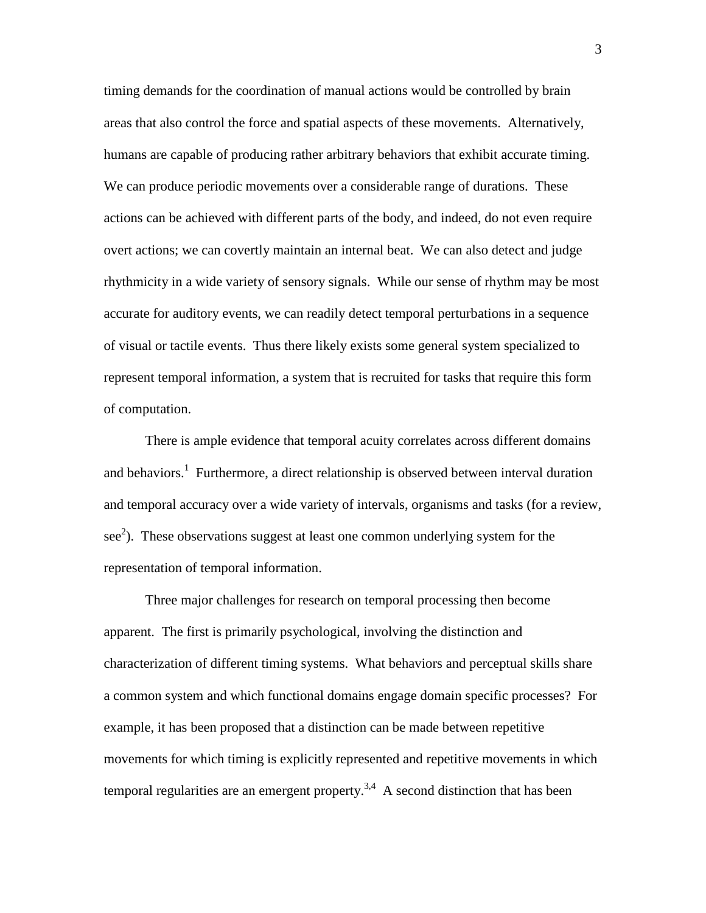timing demands for the coordination of manual actions would be controlled by brain areas that also control the force and spatial aspects of these movements. Alternatively, humans are capable of producing rather arbitrary behaviors that exhibit accurate timing. We can produce periodic movements over a considerable range of durations. These actions can be achieved with different parts of the body, and indeed, do not even require overt actions; we can covertly maintain an internal beat. We can also detect and judge rhythmicity in a wide variety of sensory signals. While our sense of rhythm may be most accurate for auditory events, we can readily detect temporal perturbations in a sequence of visual or tactile events. Thus there likely exists some general system specialized to represent temporal information, a system that is recruited for tasks that require this form of computation.

There is ample evidence that temporal acuity correlates across different domains and behaviors.[1] Furthermore, a direct relationship is observed between interval duration and temporal accuracy over a wide variety of intervals, organisms and tasks (for a review, see[2]). These observations suggest at least one common underlying system for the representation of temporal information.

Three major challenges for research on temporal processing then become apparent. The first is primarily psychological, involving the distinction and characterization of different timing systems. What behaviors and perceptual skills share a common system and which functional domains engage domain specific processes? For example, it has been proposed that a distinction can be made between repetitive movements for which timing is explicitly represented and repetitive movements in which temporal regularities are an emergent property.[3,4] A second distinction that has been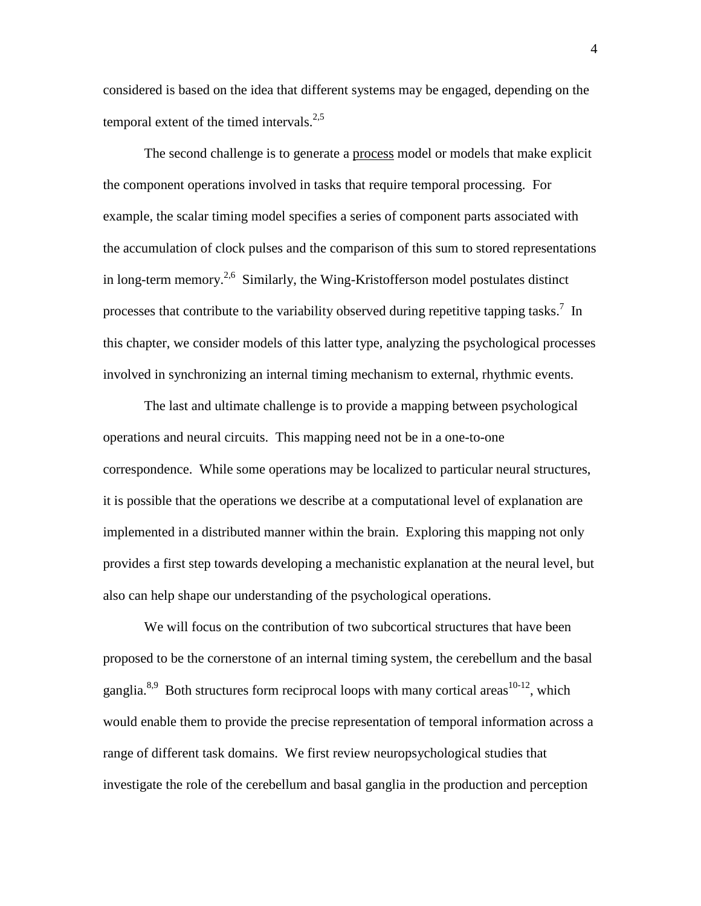considered is based on the idea that different systems may be engaged, depending on the temporal extent of the timed intervals.[2,5]

The second challenge is to generate a process model or models that make explicit the component operations involved in tasks that require temporal processing. For example, the scalar timing model specifies a series of component parts associated with the accumulation of clock pulses and the comparison of this sum to stored representations in long-term memory.[2,6] Similarly, the Wing-Kristofferson model postulates distinct processes that contribute to the variability observed during repetitive tapping tasks.[7] In this chapter, we consider models of this latter type, analyzing the psychological processes involved in synchronizing an internal timing mechanism to external, rhythmic events.

The last and ultimate challenge is to provide a mapping between psychological operations and neural circuits. This mapping need not be in a one-to-one correspondence. While some operations may be localized to particular neural structures, it is possible that the operations we describe at a computational level of explanation are implemented in a distributed manner within the brain. Exploring this mapping not only provides a first step towards developing a mechanistic explanation at the neural level, but also can help shape our understanding of the psychological operations.

We will focus on the contribution of two subcortical structures that have been proposed to be the cornerstone of an internal timing system, the cerebellum and the basal ganglia.[8,9] Both structures form reciprocal loops with many cortical areas[10-12], which would enable them to provide the precise representation of temporal information across a range of different task domains. We first review neuropsychological studies that investigate the role of the cerebellum and basal ganglia in the production and perception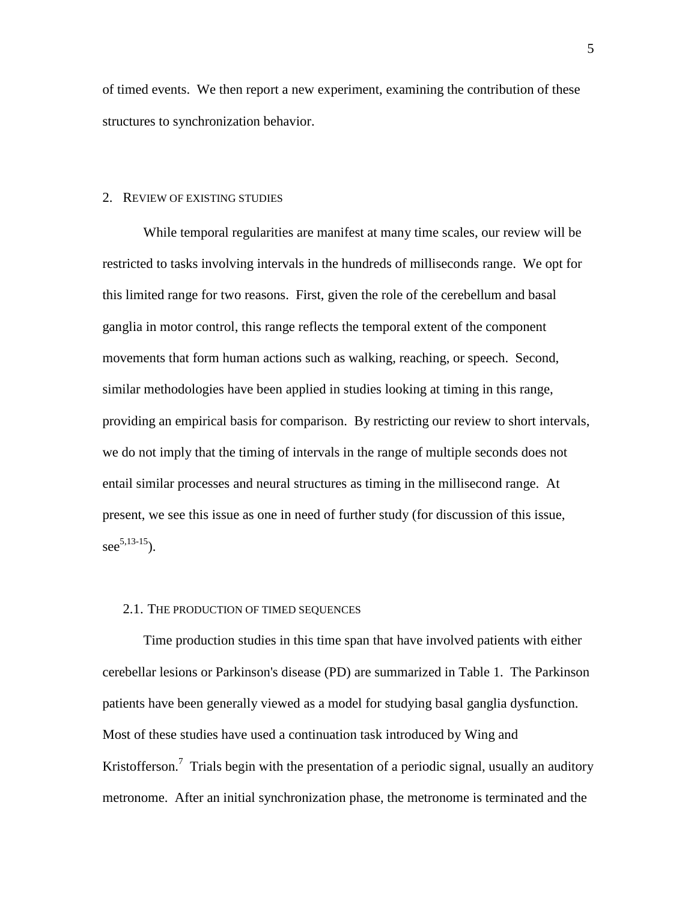of timed events. We then report a new experiment, examining the contribution of these structures to synchronization behavior.

## 2. Review of existing studies

While temporal regularities are manifest at many time scales, our review will be restricted to tasks involving intervals in the hundreds of milliseconds range. We opt for this limited range for two reasons. First, given the role of the cerebellum and basal ganglia in motor control, this range reflects the temporal extent of the component movements that form human actions such as walking, reaching, or speech. Second, similar methodologies have been applied in studies looking at timing in this range, providing an empirical basis for comparison. By restricting our review to short intervals, we do not imply that the timing of intervals in the range of multiple seconds does not entail similar processes and neural structures as timing in the millisecond range. At present, we see this issue as one in need of further study (for discussion of this issue, see[5,13-15]).

### 2.1. The production of timed sequences

Time production studies in this time span that have involved patients with either cerebellar lesions or Parkinson's disease (PD) are summarized in Table 1. The Parkinson patients have been generally viewed as a model for studying basal ganglia dysfunction. Most of these studies have used a continuation task introduced by Wing and Kristofferson.[7] Trials begin with the presentation of a periodic signal, usually an auditory metronome. After an initial synchronization phase, the metronome is terminated and the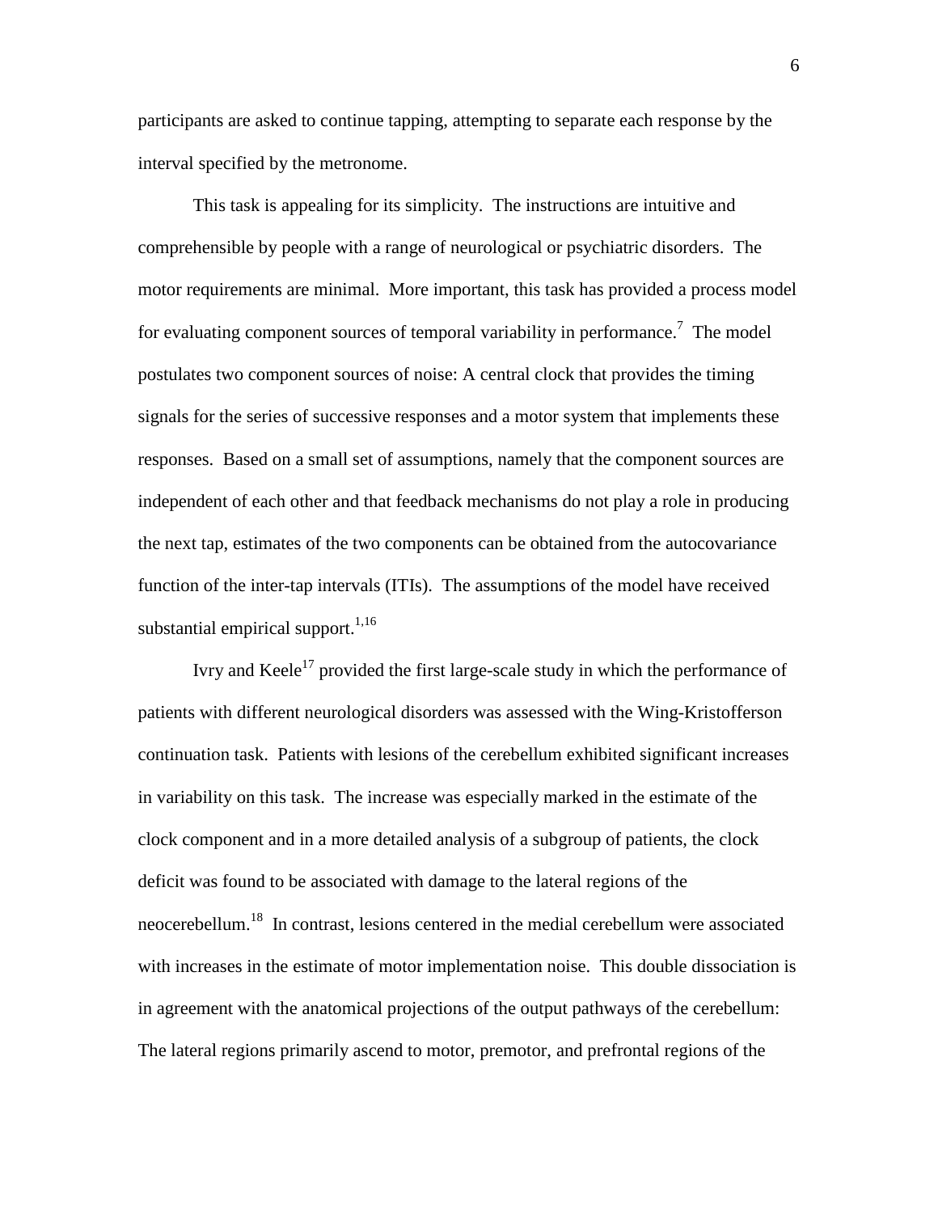participants are asked to continue tapping, attempting to separate each response by the interval specified by the metronome.

This task is appealing for its simplicity. The instructions are intuitive and comprehensible by people with a range of neurological or psychiatric disorders. The motor requirements are minimal. More important, this task has provided a process model for evaluating component sources of temporal variability in performance.[7] The model postulates two component sources of noise: A central clock that provides the timing signals for the series of successive responses and a motor system that implements these responses. Based on a small set of assumptions, namely that the component sources are independent of each other and that feedback mechanisms do not play a role in producing the next tap, estimates of the two components can be obtained from the autocovariance function of the inter-tap intervals (ITIs). The assumptions of the model have received substantial empirical support.[1,16]

Ivry and Keele[17] provided the first large-scale study in which the performance of patients with different neurological disorders was assessed with the Wing-Kristofferson continuation task. Patients with lesions of the cerebellum exhibited significant increases in variability on this task. The increase was especially marked in the estimate of the clock component and in a more detailed analysis of a subgroup of patients, the clock deficit was found to be associated with damage to the lateral regions of the neocerebellum.[18] In contrast, lesions centered in the medial cerebellum were associated with increases in the estimate of motor implementation noise. This double dissociation is in agreement with the anatomical projections of the output pathways of the cerebellum: The lateral regions primarily ascend to motor, premotor, and prefrontal regions of the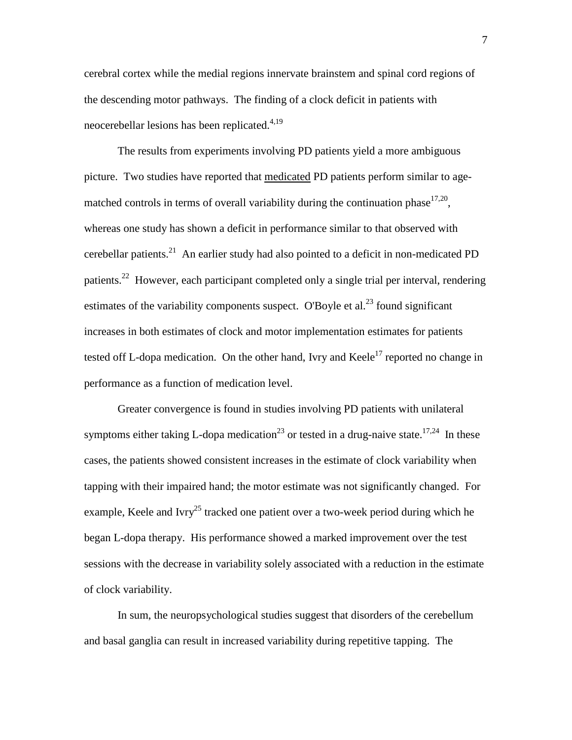cerebral cortex while the medial regions innervate brainstem and spinal cord regions of the descending motor pathways. The finding of a clock deficit in patients with neocerebellar lesions has been replicated.[4,19]

The results from experiments involving PD patients yield a more ambiguous picture. Two studies have reported that <u>medicated</u> PD patients perform similar to age-matched controls in terms of overall variability during the continuation phase[17,20], whereas one study has shown a deficit in performance similar to that observed with cerebellar patients.[21] An earlier study had also pointed to a deficit in non-medicated PD patients.[22] However, each participant completed only a single trial per interval, rendering estimates of the variability components suspect. O'Boyle et al.[23] found significant increases in both estimates of clock and motor implementation estimates for patients tested off L-dopa medication. On the other hand, Ivry and Keele[17] reported no change in performance as a function of medication level.

Greater convergence is found in studies involving PD patients with unilateral symptoms either taking L-dopa medication[23] or tested in a drug-naive state.[17,24] In these cases, the patients showed consistent increases in the estimate of clock variability when tapping with their impaired hand; the motor estimate was not significantly changed. For example, Keele and Ivry[25] tracked one patient over a two-week period during which he began L-dopa therapy. His performance showed a marked improvement over the test sessions with the decrease in variability solely associated with a reduction in the estimate of clock variability.

In sum, the neuropsychological studies suggest that disorders of the cerebellum and basal ganglia can result in increased variability during repetitive tapping. The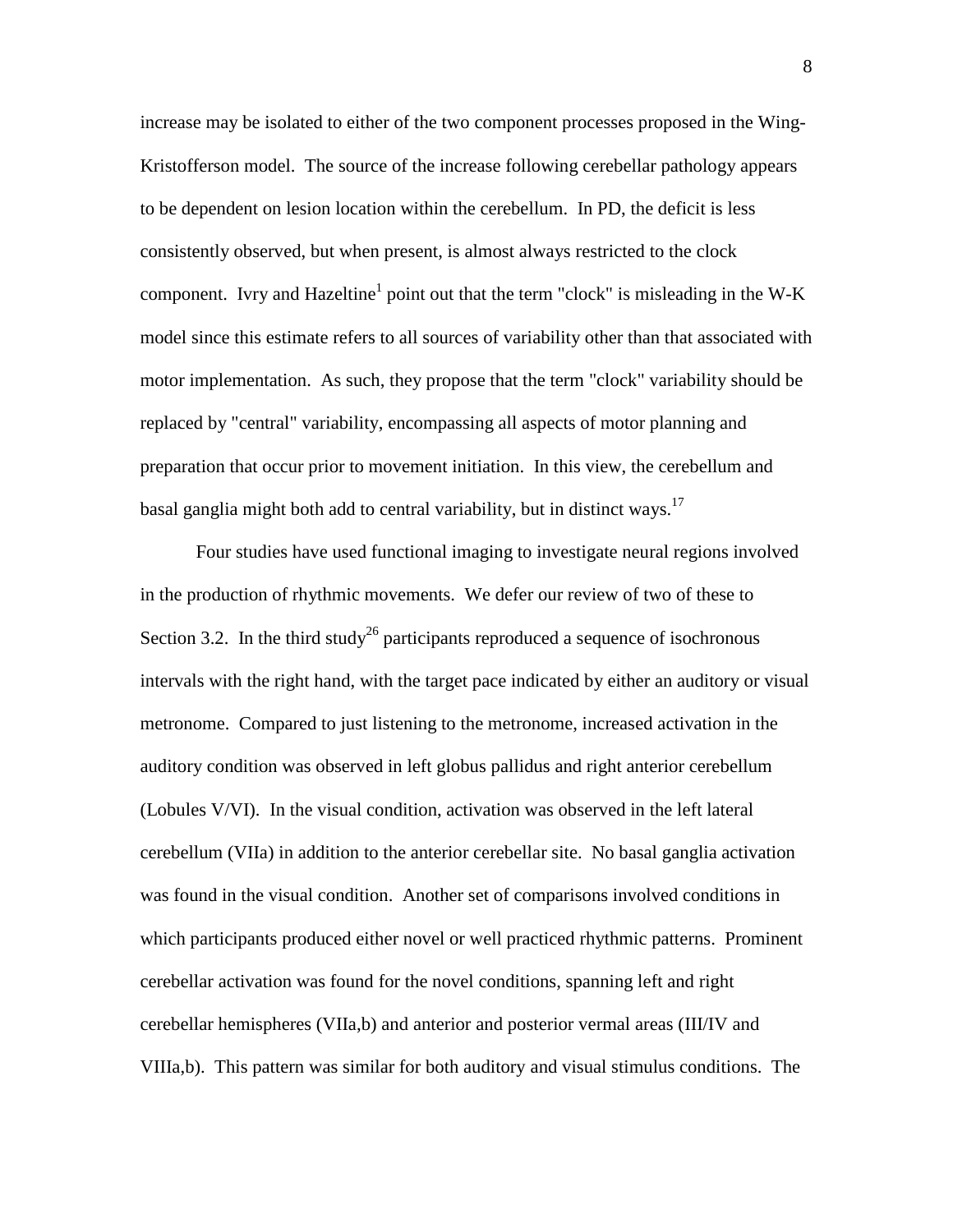increase may be isolated to either of the two component processes proposed in the Wing-Kristofferson model. The source of the increase following cerebellar pathology appears to be dependent on lesion location within the cerebellum. In PD, the deficit is less consistently observed, but when present, is almost always restricted to the clock component. Ivry and Hazeltine[1] point out that the term "clock" is misleading in the W-K model since this estimate refers to all sources of variability other than that associated with motor implementation. As such, they propose that the term "clock" variability should be replaced by "central" variability, encompassing all aspects of motor planning and preparation that occur prior to movement initiation. In this view, the cerebellum and basal ganglia might both add to central variability, but in distinct ways.[17]

Four studies have used functional imaging to investigate neural regions involved in the production of rhythmic movements. We defer our review of two of these to Section 3.2. In the third study[26] participants reproduced a sequence of isochronous intervals with the right hand, with the target pace indicated by either an auditory or visual metronome. Compared to just listening to the metronome, increased activation in the auditory condition was observed in left globus pallidus and right anterior cerebellum (Lobules V/VI). In the visual condition, activation was observed in the left lateral cerebellum (VIIa) in addition to the anterior cerebellar site. No basal ganglia activation was found in the visual condition. Another set of comparisons involved conditions in which participants produced either novel or well practiced rhythmic patterns. Prominent cerebellar activation was found for the novel conditions, spanning left and right cerebellar hemispheres (VIIa,b) and anterior and posterior vermal areas (III/IV and VIIIa,b). This pattern was similar for both auditory and visual stimulus conditions. The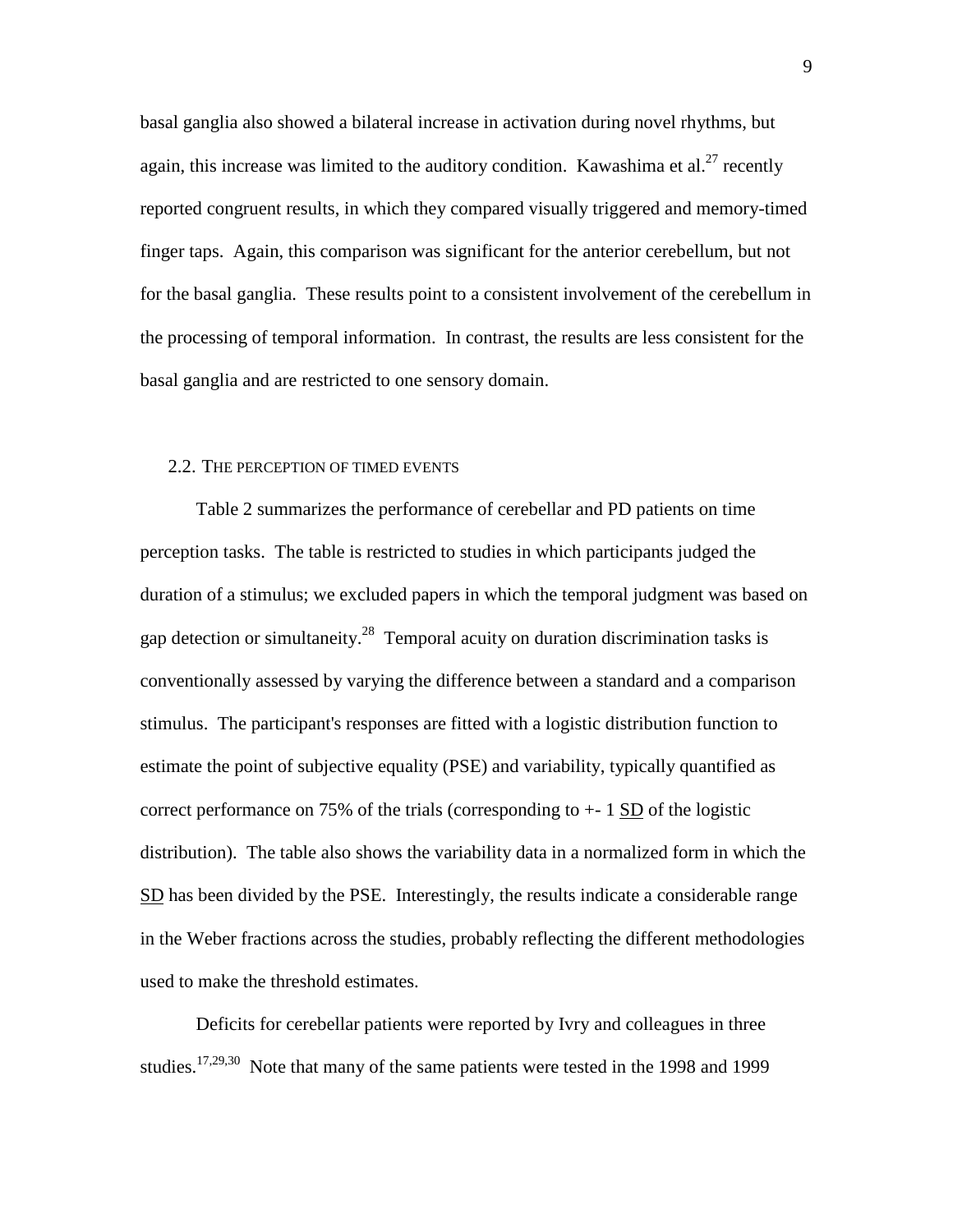basal ganglia also showed a bilateral increase in activation during novel rhythms, but again, this increase was limited to the auditory condition. Kawashima et al.[27] recently reported congruent results, in which they compared visually triggered and memory-timed finger taps. Again, this comparison was significant for the anterior cerebellum, but not for the basal ganglia. These results point to a consistent involvement of the cerebellum in the processing of temporal information. In contrast, the results are less consistent for the basal ganglia and are restricted to one sensory domain.

### 2.2. The perception of timed events

Table 2 summarizes the performance of cerebellar and PD patients on time perception tasks. The table is restricted to studies in which participants judged the duration of a stimulus; we excluded papers in which the temporal judgment was based on gap detection or simultaneity.[28] Temporal acuity on duration discrimination tasks is conventionally assessed by varying the difference between a standard and a comparison stimulus. The participant's responses are fitted with a logistic distribution function to estimate the point of subjective equality (PSE) and variability, typically quantified as correct performance on 75% of the trials (corresponding to +- 1 SD of the logistic distribution). The table also shows the variability data in a normalized form in which the SD has been divided by the PSE. Interestingly, the results indicate a considerable range in the Weber fractions across the studies, probably reflecting the different methodologies used to make the threshold estimates.

Deficits for cerebellar patients were reported by Ivry and colleagues in three studies.[17,29,30] Note that many of the same patients were tested in the 1998 and 1999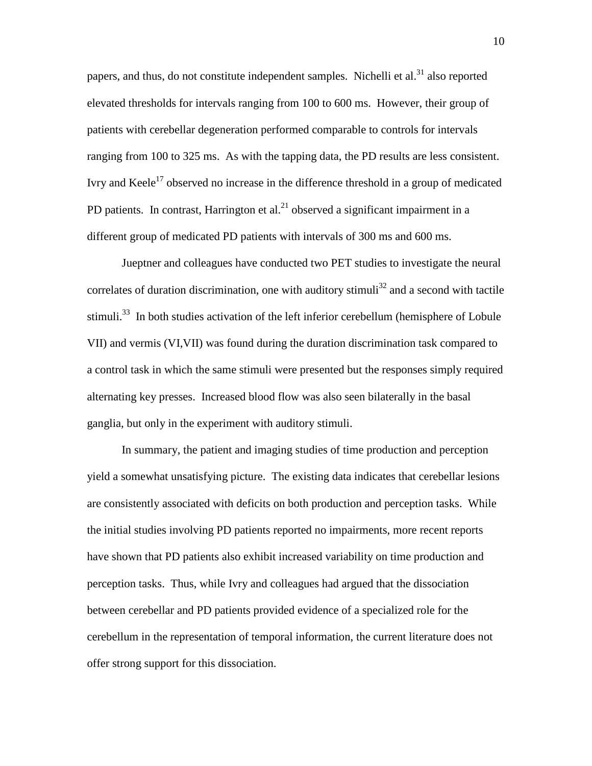papers, and thus, do not constitute independent samples. Nichelli et al.[31] also reported elevated thresholds for intervals ranging from 100 to 600 ms. However, their group of patients with cerebellar degeneration performed comparable to controls for intervals ranging from 100 to 325 ms. As with the tapping data, the PD results are less consistent. Ivry and Keele[17] observed no increase in the difference threshold in a group of medicated PD patients. In contrast, Harrington et al.[21] observed a significant impairment in a different group of medicated PD patients with intervals of 300 ms and 600 ms.

Jueptner and colleagues have conducted two PET studies to investigate the neural correlates of duration discrimination, one with auditory stimuli[32] and a second with tactile stimuli.[33] In both studies activation of the left inferior cerebellum (hemisphere of Lobule VII) and vermis (VI,VII) was found during the duration discrimination task compared to a control task in which the same stimuli were presented but the responses simply required alternating key presses. Increased blood flow was also seen bilaterally in the basal ganglia, but only in the experiment with auditory stimuli.

In summary, the patient and imaging studies of time production and perception yield a somewhat unsatisfying picture. The existing data indicates that cerebellar lesions are consistently associated with deficits on both production and perception tasks. While the initial studies involving PD patients reported no impairments, more recent reports have shown that PD patients also exhibit increased variability on time production and perception tasks. Thus, while Ivry and colleagues had argued that the dissociation between cerebellar and PD patients provided evidence of a specialized role for the cerebellum in the representation of temporal information, the current literature does not offer strong support for this dissociation.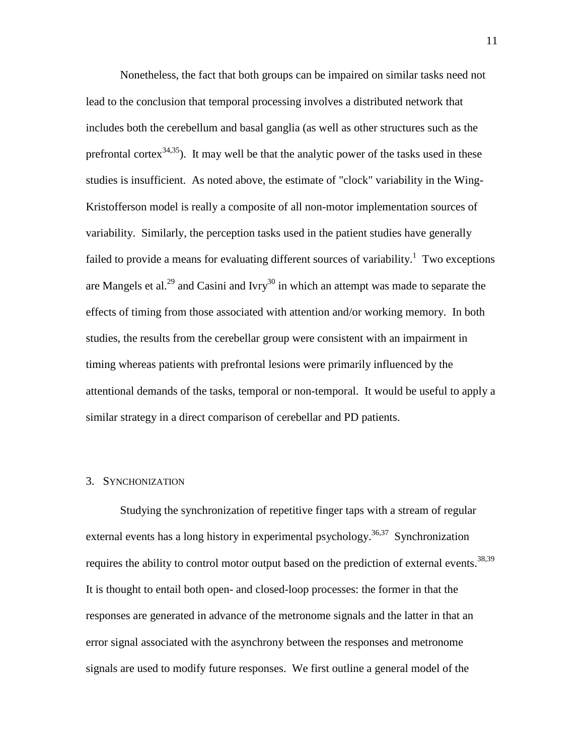Nonetheless, the fact that both groups can be impaired on similar tasks need not lead to the conclusion that temporal processing involves a distributed network that includes both the cerebellum and basal ganglia (as well as other structures such as the prefrontal cortex[34,35]). It may well be that the analytic power of the tasks used in these studies is insufficient. As noted above, the estimate of "clock" variability in the Wing-Kristofferson model is really a composite of all non-motor implementation sources of variability. Similarly, the perception tasks used in the patient studies have generally failed to provide a means for evaluating different sources of variability.[1] Two exceptions are Mangels et al.[29] and Casini and Ivry[30] in which an attempt was made to separate the effects of timing from those associated with attention and/or working memory. In both studies, the results from the cerebellar group were consistent with an impairment in timing whereas patients with prefrontal lesions were primarily influenced by the attentional demands of the tasks, temporal or non-temporal. It would be useful to apply a similar strategy in a direct comparison of cerebellar and PD patients.

## 3. SYNCHONIZATION

Studying the synchronization of repetitive finger taps with a stream of regular external events has a long history in experimental psychology.[36,37] Synchronization requires the ability to control motor output based on the prediction of external events.[38,39] It is thought to entail both open- and closed-loop processes: the former in that the responses are generated in advance of the metronome signals and the latter in that an error signal associated with the asynchrony between the responses and metronome signals are used to modify future responses. We first outline a general model of the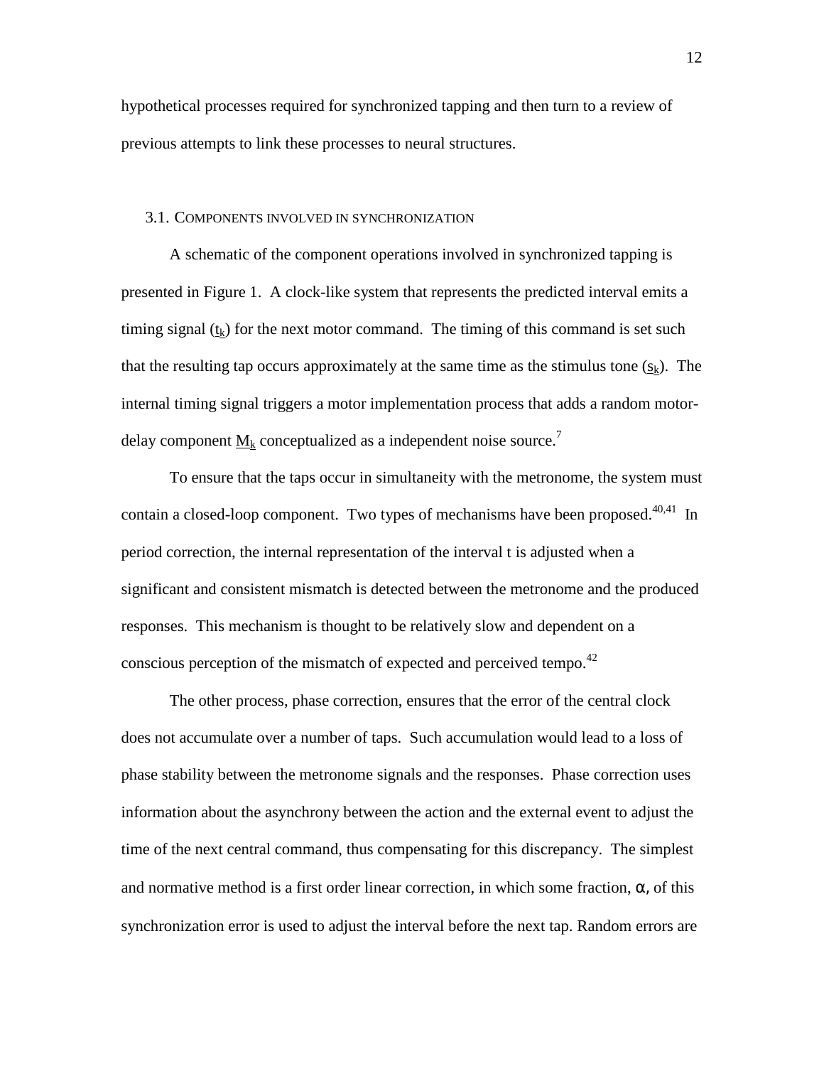hypothetical processes required for synchronized tapping and then turn to a review of previous attempts to link these processes to neural structures.

### 3.1. Components involved in synchronization

A schematic of the component operations involved in synchronized tapping is presented in Figure 1. A clock-like system that represents the predicted interval emits a timing signal ($t_k$) for the next motor command. The timing of this command is set such that the resulting tap occurs approximately at the same time as the stimulus tone ($s_k$). The internal timing signal triggers a motor implementation process that adds a random motor-delay component $M_k$ conceptualized as a independent noise source.[7]

To ensure that the taps occur in simultaneity with the metronome, the system must contain a closed-loop component. Two types of mechanisms have been proposed.[40,41] In period correction, the internal representation of the interval t is adjusted when a significant and consistent mismatch is detected between the metronome and the produced responses. This mechanism is thought to be relatively slow and dependent on a conscious perception of the mismatch of expected and perceived tempo.[42]

The other process, phase correction, ensures that the error of the central clock does not accumulate over a number of taps. Such accumulation would lead to a loss of phase stability between the metronome signals and the responses. Phase correction uses information about the asynchrony between the action and the external event to adjust the time of the next central command, thus compensating for this discrepancy. The simplest and normative method is a first order linear correction, in which some fraction, $\alpha$, of this synchronization error is used to adjust the interval before the next tap. Random errors are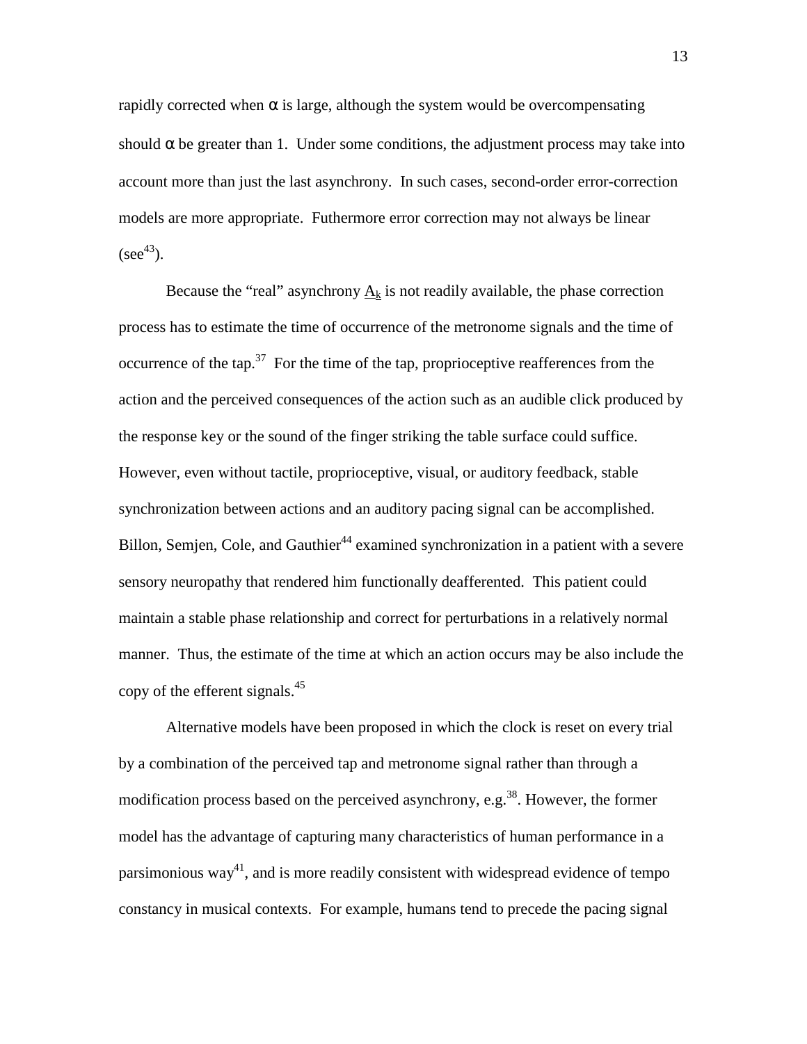rapidly corrected when $\alpha$ is large, although the system would be overcompensating should $\alpha$ be greater than 1. Under some conditions, the adjustment process may take into account more than just the last asynchrony. In such cases, second-order error-correction models are more appropriate. Futhermore error correction may not always be linear (see[43]).

Because the "real" asynchrony $\underline{A}_k$ is not readily available, the phase correction process has to estimate the time of occurrence of the metronome signals and the time of occurrence of the tap.[37] For the time of the tap, proprioceptive reafferences from the action and the perceived consequences of the action such as an audible click produced by the response key or the sound of the finger striking the table surface could suffice. However, even without tactile, proprioceptive, visual, or auditory feedback, stable synchronization between actions and an auditory pacing signal can be accomplished. Billon, Semjen, Cole, and Gauthier[44] examined synchronization in a patient with a severe sensory neuropathy that rendered him functionally deafferented. This patient could maintain a stable phase relationship and correct for perturbations in a relatively normal manner. Thus, the estimate of the time at which an action occurs may be also include the copy of the efferent signals.[45]

Alternative models have been proposed in which the clock is reset on every trial by a combination of the perceived tap and metronome signal rather than through a modification process based on the perceived asynchrony, e.g.[38]. However, the former model has the advantage of capturing many characteristics of human performance in a parsimonious way[41], and is more readily consistent with widespread evidence of tempo constancy in musical contexts. For example, humans tend to precede the pacing signal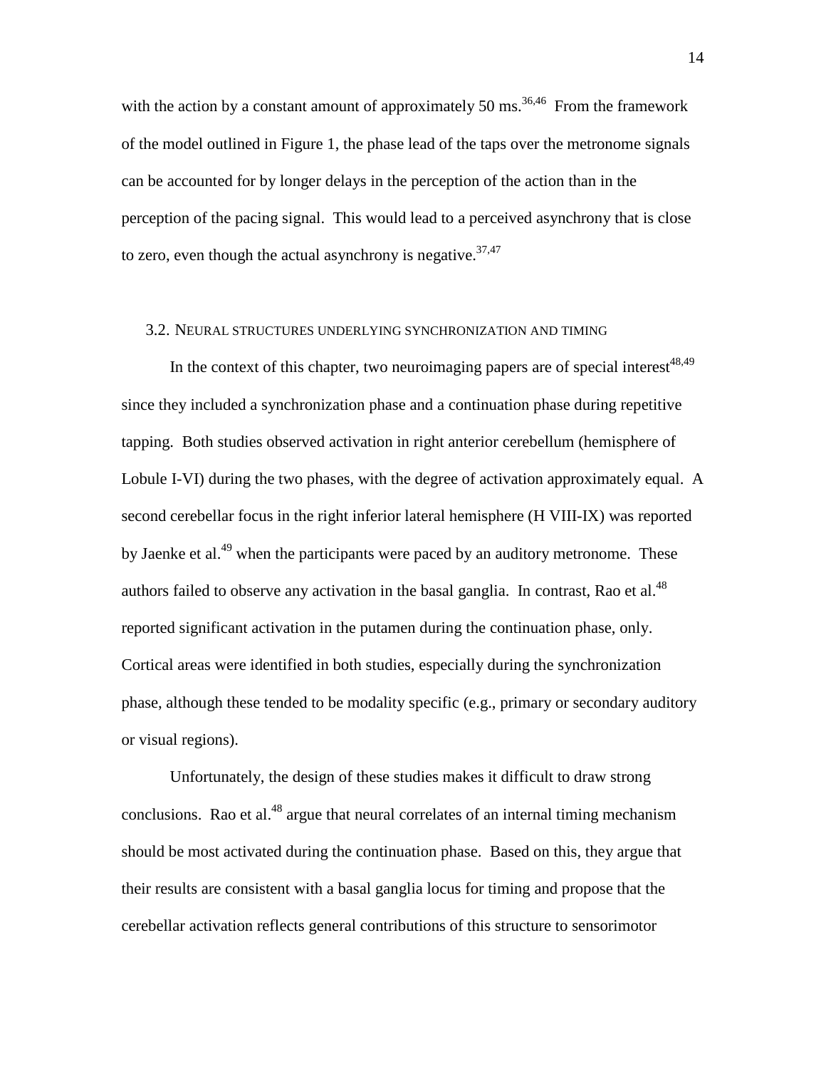with the action by a constant amount of approximately 50 ms.[36,46] From the framework of the model outlined in Figure 1, the phase lead of the taps over the metronome signals can be accounted for by longer delays in the perception of the action than in the perception of the pacing signal. This would lead to a perceived asynchrony that is close to zero, even though the actual asynchrony is negative.[37,47]

### 3.2. Neural structures underlying synchronization and timing

In the context of this chapter, two neuroimaging papers are of special interest[48,49] since they included a synchronization phase and a continuation phase during repetitive tapping. Both studies observed activation in right anterior cerebellum (hemisphere of Lobule I-VI) during the two phases, with the degree of activation approximately equal. A second cerebellar focus in the right inferior lateral hemisphere (H VIII-IX) was reported by Jaenke et al.[49] when the participants were paced by an auditory metronome. These authors failed to observe any activation in the basal ganglia. In contrast, Rao et al.[48] reported significant activation in the putamen during the continuation phase, only. Cortical areas were identified in both studies, especially during the synchronization phase, although these tended to be modality specific (e.g., primary or secondary auditory or visual regions).

Unfortunately, the design of these studies makes it difficult to draw strong conclusions. Rao et al.[48] argue that neural correlates of an internal timing mechanism should be most activated during the continuation phase. Based on this, they argue that their results are consistent with a basal ganglia locus for timing and propose that the cerebellar activation reflects general contributions of this structure to sensorimotor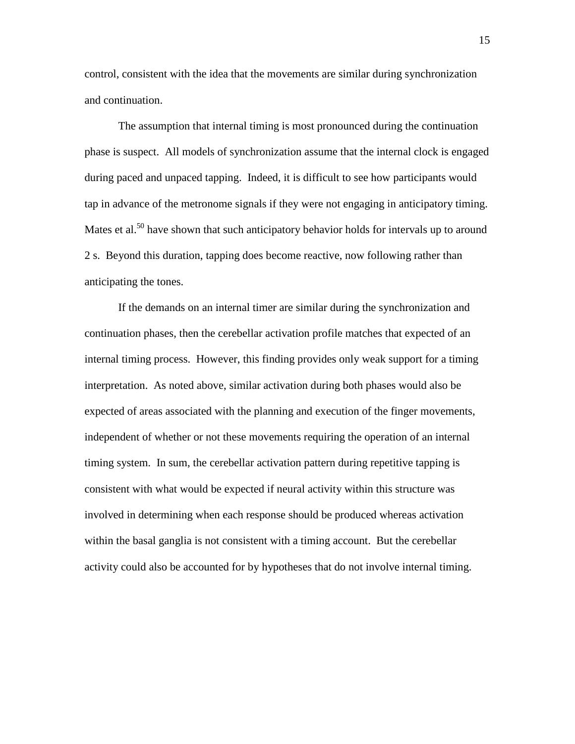control, consistent with the idea that the movements are similar during synchronization and continuation.

The assumption that internal timing is most pronounced during the continuation phase is suspect. All models of synchronization assume that the internal clock is engaged during paced and unpaced tapping. Indeed, it is difficult to see how participants would tap in advance of the metronome signals if they were not engaging in anticipatory timing. Mates et al.[50] have shown that such anticipatory behavior holds for intervals up to around 2 s. Beyond this duration, tapping does become reactive, now following rather than anticipating the tones.

If the demands on an internal timer are similar during the synchronization and continuation phases, then the cerebellar activation profile matches that expected of an internal timing process. However, this finding provides only weak support for a timing interpretation. As noted above, similar activation during both phases would also be expected of areas associated with the planning and execution of the finger movements, independent of whether or not these movements requiring the operation of an internal timing system. In sum, the cerebellar activation pattern during repetitive tapping is consistent with what would be expected if neural activity within this structure was involved in determining when each response should be produced whereas activation within the basal ganglia is not consistent with a timing account. But the cerebellar activity could also be accounted for by hypotheses that do not involve internal timing.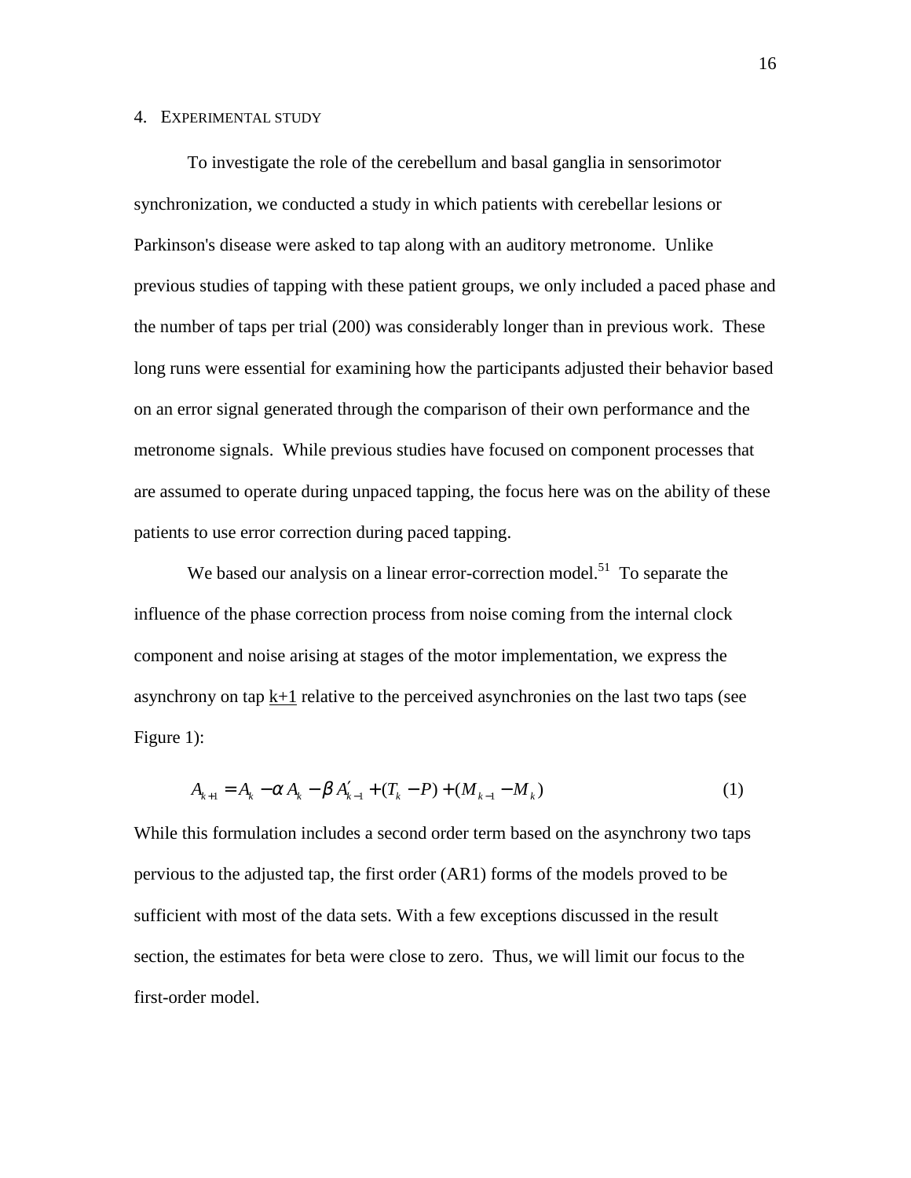## 4. EXPERIMENTAL STUDY

To investigate the role of the cerebellum and basal ganglia in sensorimotor synchronization, we conducted a study in which patients with cerebellar lesions or Parkinson's disease were asked to tap along with an auditory metronome. Unlike previous studies of tapping with these patient groups, we only included a paced phase and the number of taps per trial (200) was considerably longer than in previous work. These long runs were essential for examining how the participants adjusted their behavior based on an error signal generated through the comparison of their own performance and the metronome signals. While previous studies have focused on component processes that are assumed to operate during unpaced tapping, the focus here was on the ability of these patients to use error correction during paced tapping.

We based our analysis on a linear error-correction model.[51] To separate the influence of the phase correction process from noise coming from the internal clock component and noise arising at stages of the motor implementation, we express the asynchrony on tap k+1 relative to the perceived asynchronies on the last two taps (see Figure 1):

$$A_{k+1} = A_k - \alpha A_k - \beta A'_{k-1} + (T_k - P) + (M_{k-1} - M_k) \qquad (1)$$

While this formulation includes a second order term based on the asynchrony two taps pervious to the adjusted tap, the first order (AR1) forms of the models proved to be sufficient with most of the data sets. With a few exceptions discussed in the result section, the estimates for beta were close to zero. Thus, we will limit our focus to the first-order model.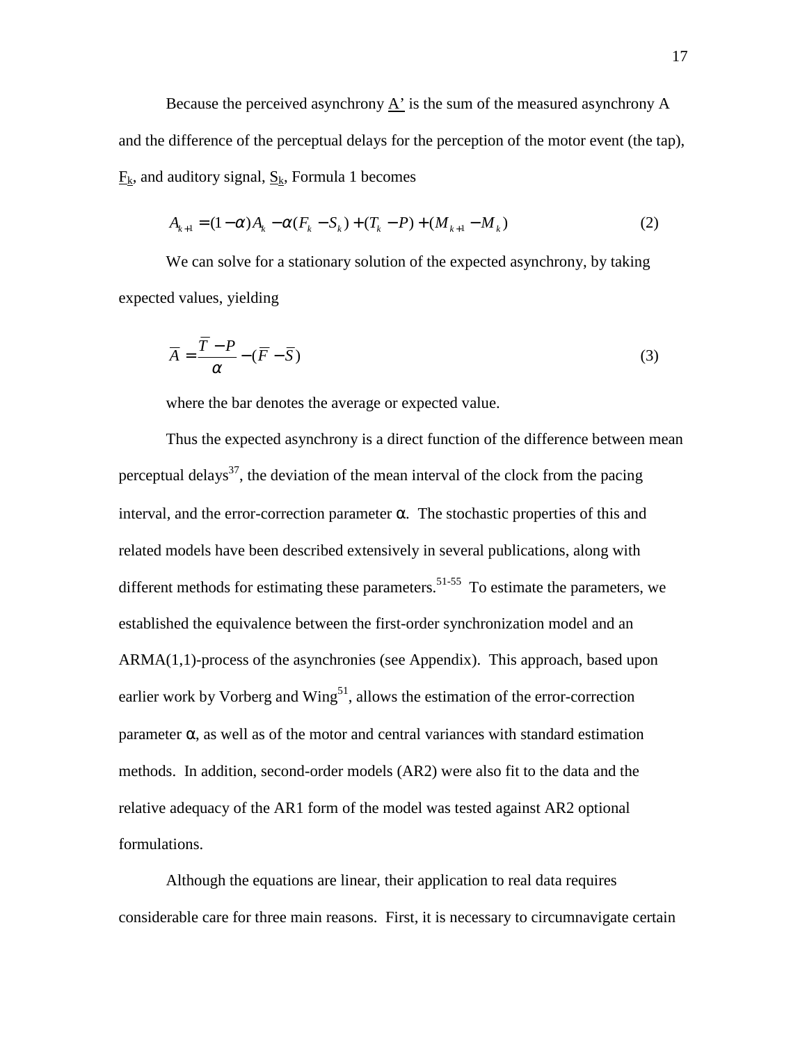Because the perceived asynchrony A' is the sum of the measured asynchrony A and the difference of the perceptual delays for the perception of the motor event (the tap), $F_k$, and auditory signal, $S_k$, Formula 1 becomes

$$A_{k+1} = (1-\alpha)A_k - \alpha(F_k - S_k) + (T_k - P) + (M_{k+1} - M_k) \tag{2}$$

We can solve for a stationary solution of the expected asynchrony, by taking expected values, yielding

$$\overline{A} = \frac{\overline{T} - P}{\alpha} - (\overline{F} - \overline{S}) \tag{3}$$

where the bar denotes the average or expected value.

Thus the expected asynchrony is a direct function of the difference between mean perceptual delays[37], the deviation of the mean interval of the clock from the pacing interval, and the error-correction parameter $\alpha$. The stochastic properties of this and related models have been described extensively in several publications, along with different methods for estimating these parameters.[51-55] To estimate the parameters, we established the equivalence between the first-order synchronization model and an ARMA(1,1)-process of the asynchronies (see Appendix). This approach, based upon earlier work by Vorberg and Wing[51], allows the estimation of the error-correction parameter $\alpha$, as well as of the motor and central variances with standard estimation methods. In addition, second-order models (AR2) were also fit to the data and the relative adequacy of the AR1 form of the model was tested against AR2 optional formulations.

Although the equations are linear, their application to real data requires considerable care for three main reasons. First, it is necessary to circumnavigate certain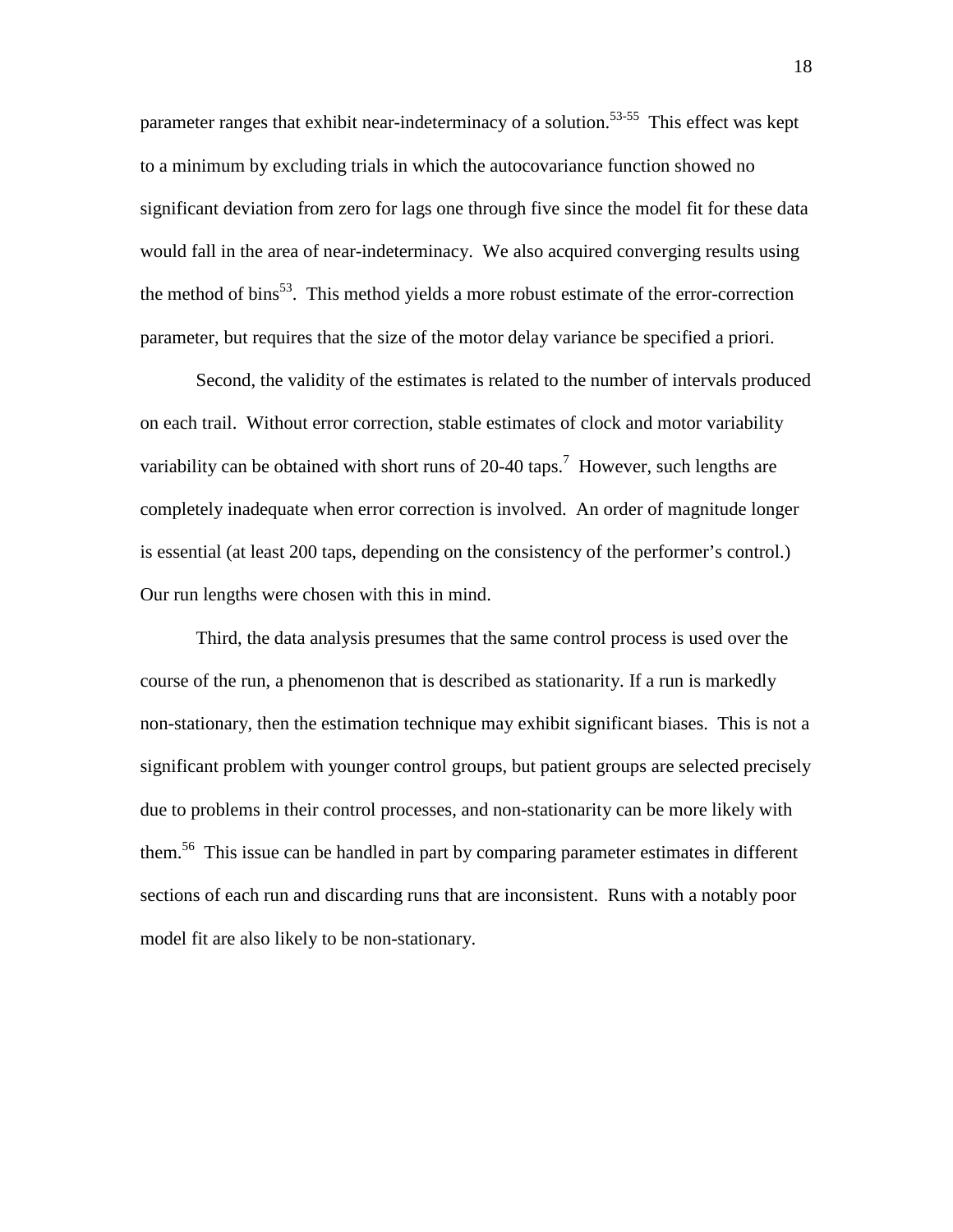parameter ranges that exhibit near-indeterminacy of a solution.[53-55] This effect was kept to a minimum by excluding trials in which the autocovariance function showed no significant deviation from zero for lags one through five since the model fit for these data would fall in the area of near-indeterminacy. We also acquired converging results using the method of bins[53]. This method yields a more robust estimate of the error-correction parameter, but requires that the size of the motor delay variance be specified a priori.

Second, the validity of the estimates is related to the number of intervals produced on each trail. Without error correction, stable estimates of clock and motor variability variability can be obtained with short runs of 20-40 taps.[7] However, such lengths are completely inadequate when error correction is involved. An order of magnitude longer is essential (at least 200 taps, depending on the consistency of the performer's control.) Our run lengths were chosen with this in mind.

Third, the data analysis presumes that the same control process is used over the course of the run, a phenomenon that is described as stationarity. If a run is markedly non-stationary, then the estimation technique may exhibit significant biases. This is not a significant problem with younger control groups, but patient groups are selected precisely due to problems in their control processes, and non-stationarity can be more likely with them.[56] This issue can be handled in part by comparing parameter estimates in different sections of each run and discarding runs that are inconsistent. Runs with a notably poor model fit are also likely to be non-stationary.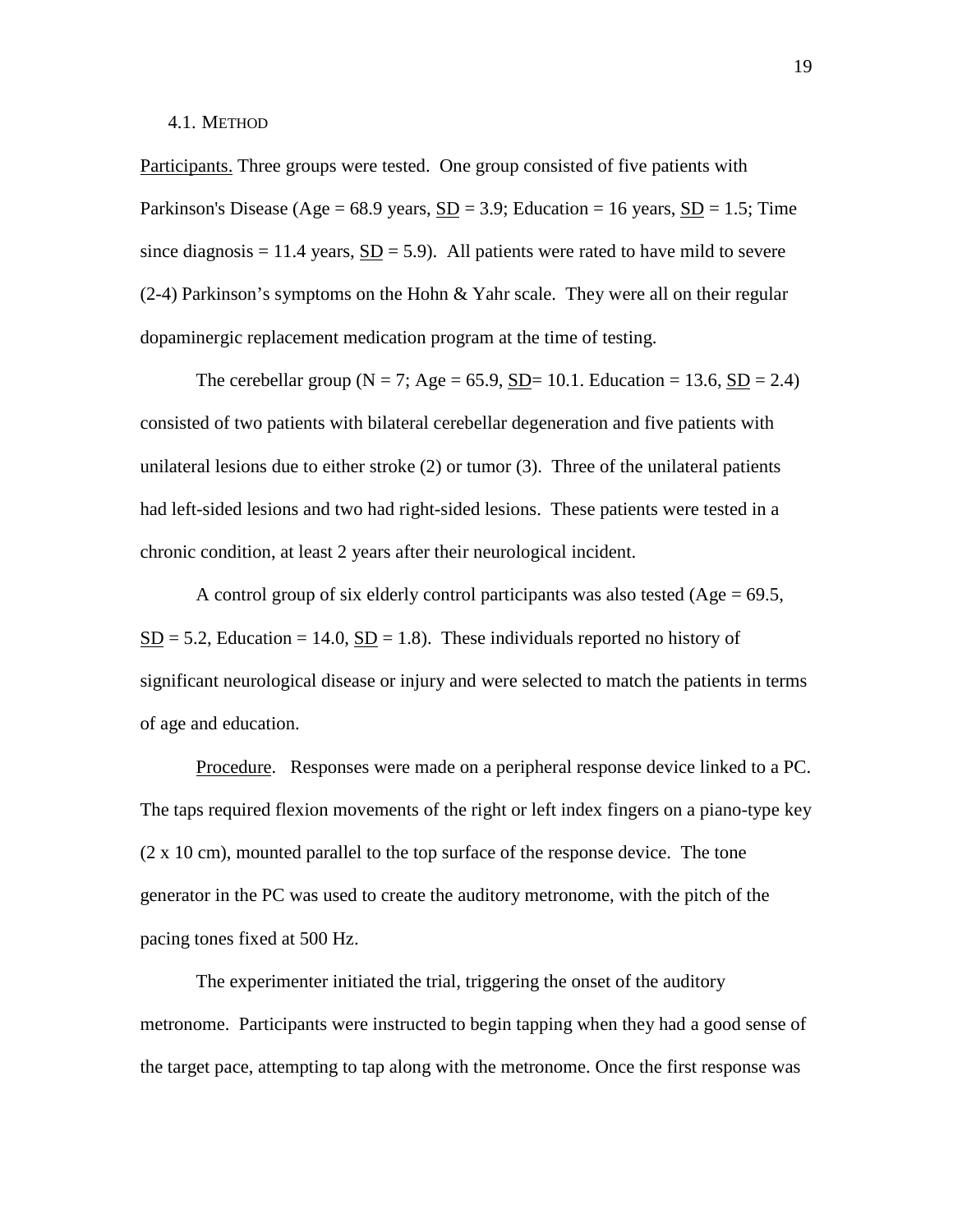## 4.1. METHOD

Participants. Three groups were tested. One group consisted of five patients with Parkinson's Disease (Age = 68.9 years, SD = 3.9; Education = 16 years, SD = 1.5; Time since diagnosis = 11.4 years, SD = 5.9). All patients were rated to have mild to severe (2-4) Parkinson's symptoms on the Hohn & Yahr scale. They were all on their regular dopaminergic replacement medication program at the time of testing.

The cerebellar group (N = 7; Age = 65.9, SD= 10.1. Education = 13.6, SD = 2.4) consisted of two patients with bilateral cerebellar degeneration and five patients with unilateral lesions due to either stroke (2) or tumor (3). Three of the unilateral patients had left-sided lesions and two had right-sided lesions. These patients were tested in a chronic condition, at least 2 years after their neurological incident.

A control group of six elderly control participants was also tested (Age = 69.5, SD = 5.2, Education = 14.0, SD = 1.8). These individuals reported no history of significant neurological disease or injury and were selected to match the patients in terms of age and education.

Procedure. Responses were made on a peripheral response device linked to a PC. The taps required flexion movements of the right or left index fingers on a piano-type key (2 x 10 cm), mounted parallel to the top surface of the response device. The tone generator in the PC was used to create the auditory metronome, with the pitch of the pacing tones fixed at 500 Hz.

The experimenter initiated the trial, triggering the onset of the auditory metronome. Participants were instructed to begin tapping when they had a good sense of the target pace, attempting to tap along with the metronome. Once the first response was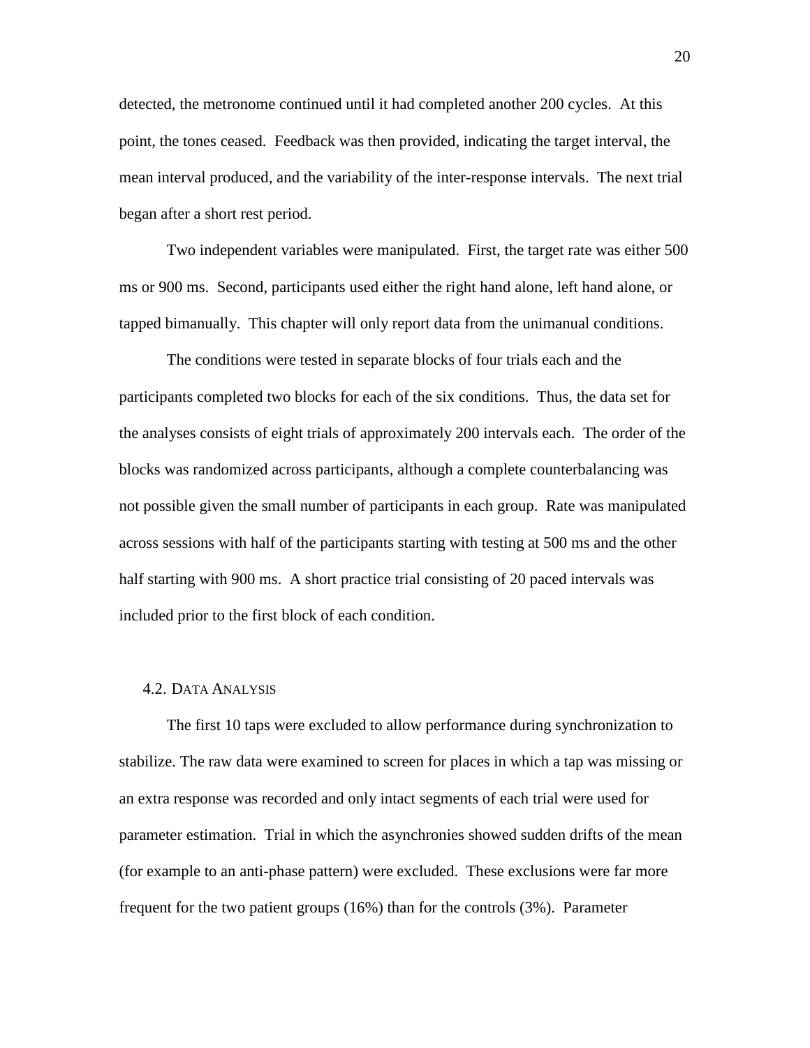detected, the metronome continued until it had completed another 200 cycles. At this point, the tones ceased. Feedback was then provided, indicating the target interval, the mean interval produced, and the variability of the inter-response intervals. The next trial began after a short rest period.

Two independent variables were manipulated. First, the target rate was either 500 ms or 900 ms. Second, participants used either the right hand alone, left hand alone, or tapped bimanually. This chapter will only report data from the unimanual conditions.

The conditions were tested in separate blocks of four trials each and the participants completed two blocks for each of the six conditions. Thus, the data set for the analyses consists of eight trials of approximately 200 intervals each. The order of the blocks was randomized across participants, although a complete counterbalancing was not possible given the small number of participants in each group. Rate was manipulated across sessions with half of the participants starting with testing at 500 ms and the other half starting with 900 ms. A short practice trial consisting of 20 paced intervals was included prior to the first block of each condition.

### 4.2. Data Analysis

The first 10 taps were excluded to allow performance during synchronization to stabilize. The raw data were examined to screen for places in which a tap was missing or an extra response was recorded and only intact segments of each trial were used for parameter estimation. Trial in which the asynchronies showed sudden drifts of the mean (for example to an anti-phase pattern) were excluded. These exclusions were far more frequent for the two patient groups (16%) than for the controls (3%). Parameter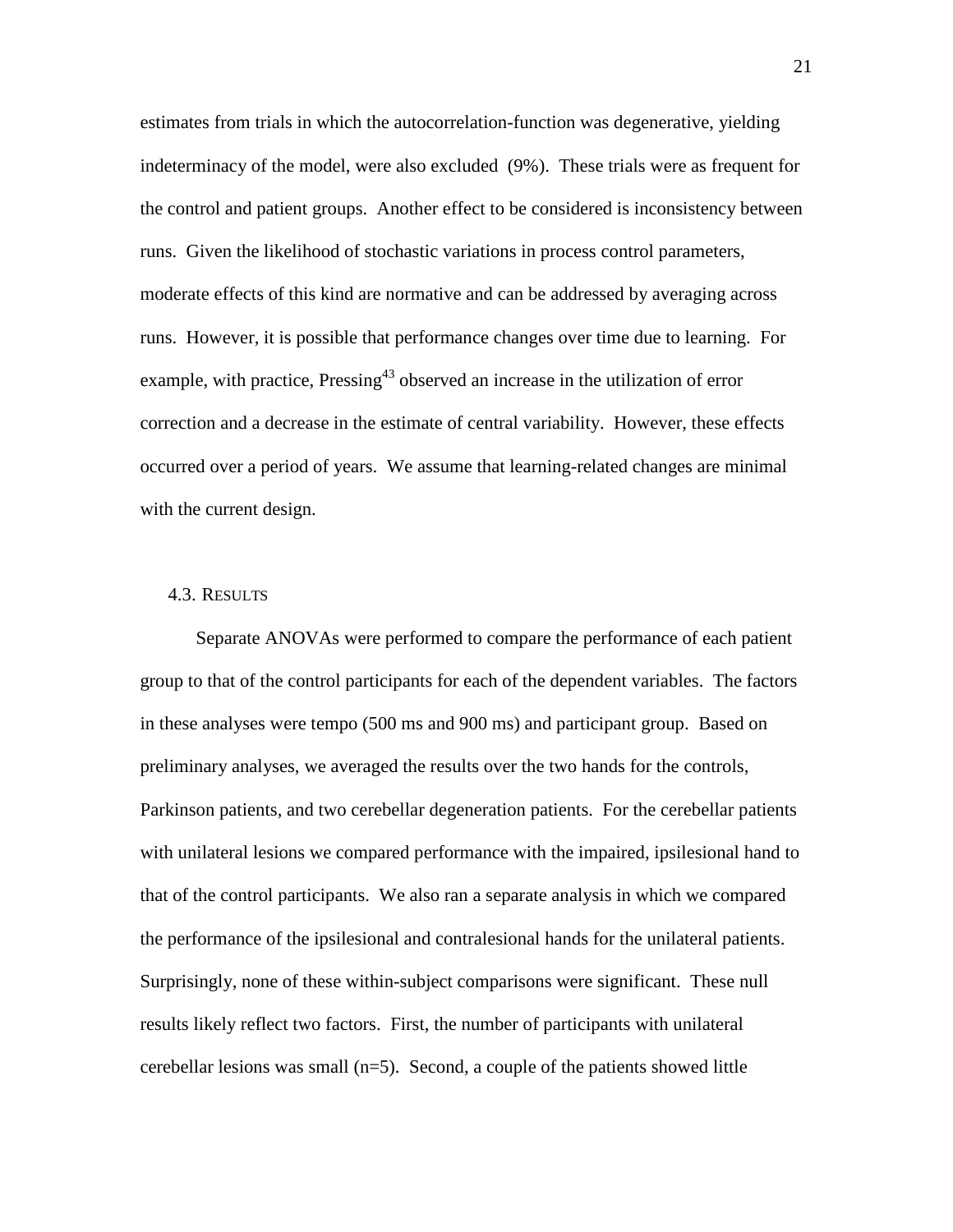estimates from trials in which the autocorrelation-function was degenerative, yielding indeterminacy of the model, were also excluded (9%). These trials were as frequent for the control and patient groups. Another effect to be considered is inconsistency between runs. Given the likelihood of stochastic variations in process control parameters, moderate effects of this kind are normative and can be addressed by averaging across runs. However, it is possible that performance changes over time due to learning. For example, with practice, Pressing[43] observed an increase in the utilization of error correction and a decrease in the estimate of central variability. However, these effects occurred over a period of years. We assume that learning-related changes are minimal with the current design.

## 4.3. Results

Separate ANOVAs were performed to compare the performance of each patient group to that of the control participants for each of the dependent variables. The factors in these analyses were tempo (500 ms and 900 ms) and participant group. Based on preliminary analyses, we averaged the results over the two hands for the controls, Parkinson patients, and two cerebellar degeneration patients. For the cerebellar patients with unilateral lesions we compared performance with the impaired, ipsilesional hand to that of the control participants. We also ran a separate analysis in which we compared the performance of the ipsilesional and contralesional hands for the unilateral patients. Surprisingly, none of these within-subject comparisons were significant. These null results likely reflect two factors. First, the number of participants with unilateral cerebellar lesions was small (n=5). Second, a couple of the patients showed little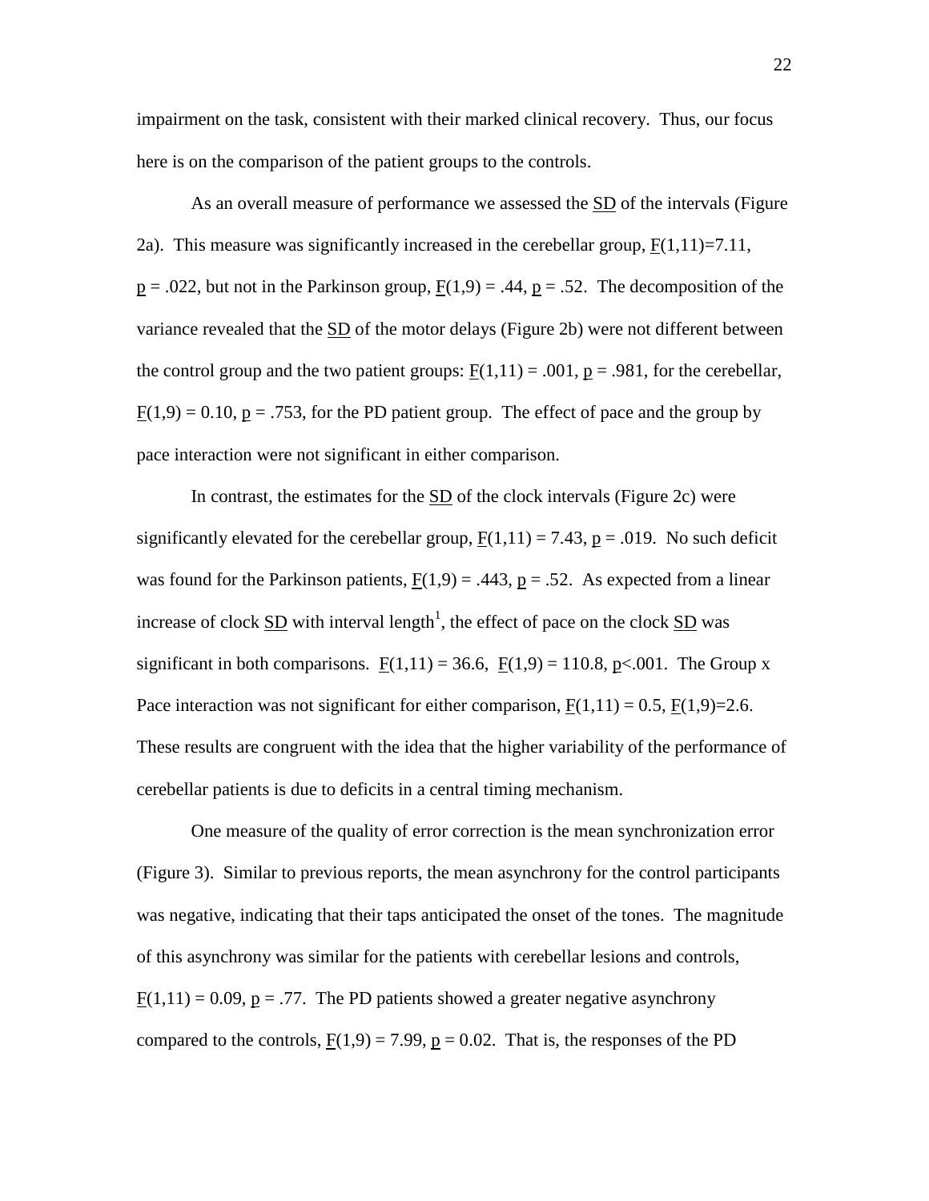impairment on the task, consistent with their marked clinical recovery. Thus, our focus here is on the comparison of the patient groups to the controls.

As an overall measure of performance we assessed the SD of the intervals (Figure 2a). This measure was significantly increased in the cerebellar group, $F(1,11)=7.11$, $p = .022$, but not in the Parkinson group, $F(1,9) = .44$, $p = .52$. The decomposition of the variance revealed that the SD of the motor delays (Figure 2b) were not different between the control group and the two patient groups: $F(1,11) = .001$, $p = .981$, for the cerebellar, $F(1,9) = 0.10$, $p = .753$, for the PD patient group. The effect of pace and the group by pace interaction were not significant in either comparison.

In contrast, the estimates for the SD of the clock intervals (Figure 2c) were significantly elevated for the cerebellar group, $F(1,11) = 7.43$, $p = .019$. No such deficit was found for the Parkinson patients, $F(1,9) = .443$, $p = .52$. As expected from a linear increase of clock SD with interval length[1], the effect of pace on the clock SD was significant in both comparisons. $F(1,11) = 36.6$, $F(1,9) = 110.8$, $p<.001$. The Group x Pace interaction was not significant for either comparison, $F(1,11) = 0.5$, $F(1,9)=2.6$. These results are congruent with the idea that the higher variability of the performance of cerebellar patients is due to deficits in a central timing mechanism.

One measure of the quality of error correction is the mean synchronization error (Figure 3). Similar to previous reports, the mean asynchrony for the control participants was negative, indicating that their taps anticipated the onset of the tones. The magnitude of this asynchrony was similar for the patients with cerebellar lesions and controls, $F(1,11) = 0.09$, $p = .77$. The PD patients showed a greater negative asynchrony compared to the controls, $F(1,9) = 7.99$, $p = 0.02$. That is, the responses of the PD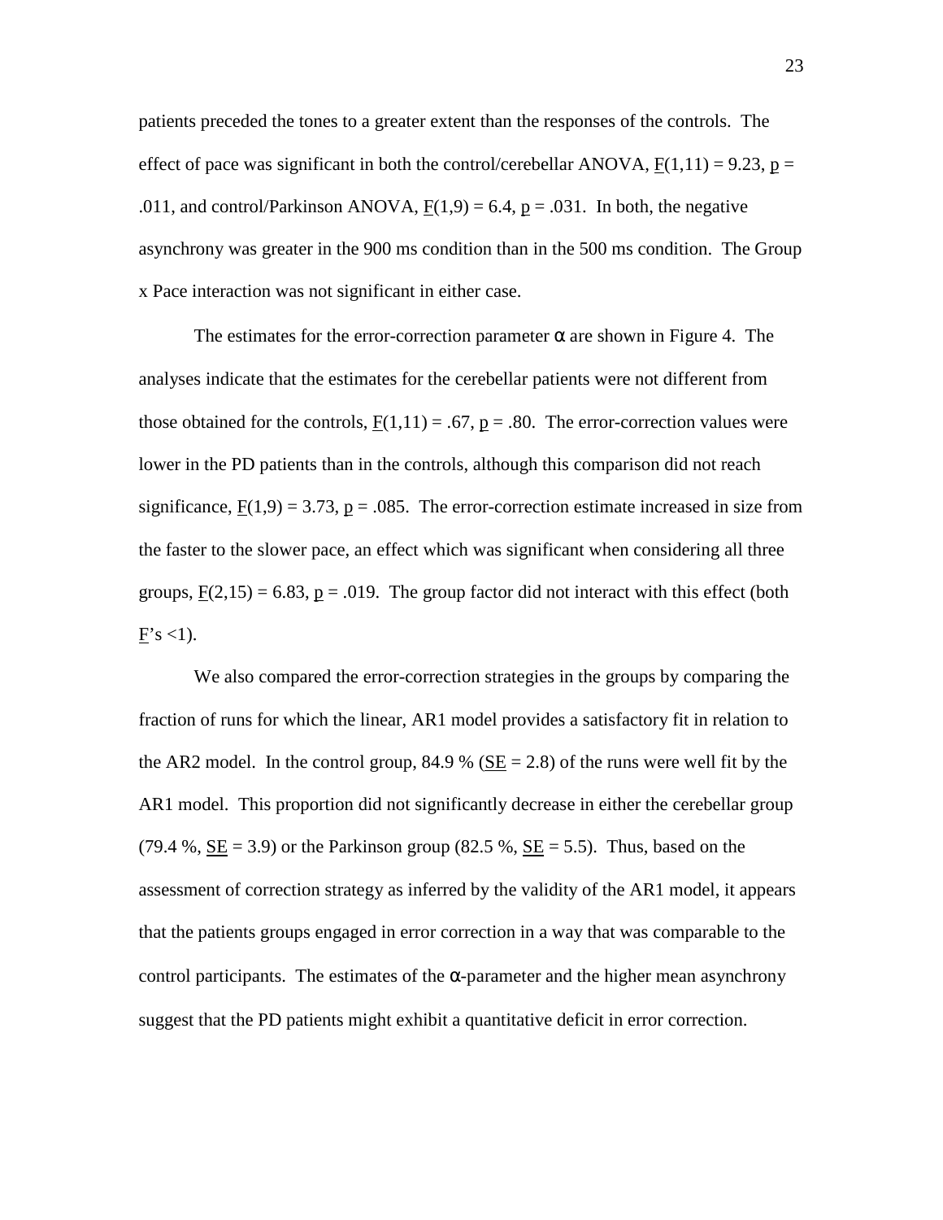patients preceded the tones to a greater extent than the responses of the controls. The effect of pace was significant in both the control/cerebellar ANOVA, $F(1,11) = 9.23$, $p = .011$, and control/Parkinson ANOVA, $F(1,9) = 6.4$, $p = .031$. In both, the negative asynchrony was greater in the 900 ms condition than in the 500 ms condition. The Group x Pace interaction was not significant in either case.

The estimates for the error-correction parameter $\alpha$ are shown in Figure 4. The analyses indicate that the estimates for the cerebellar patients were not different from those obtained for the controls, $F(1,11) = .67$, $p = .80$. The error-correction values were lower in the PD patients than in the controls, although this comparison did not reach significance, $F(1,9) = 3.73$, $p = .085$. The error-correction estimate increased in size from the faster to the slower pace, an effect which was significant when considering all three groups, $F(2,15) = 6.83$, $p = .019$. The group factor did not interact with this effect (both $F$'s <1).

We also compared the error-correction strategies in the groups by comparing the fraction of runs for which the linear, AR1 model provides a satisfactory fit in relation to the AR2 model. In the control group, 84.9 % ($SE = 2.8$) of the runs were well fit by the AR1 model. This proportion did not significantly decrease in either the cerebellar group (79.4 %, $SE = 3.9$) or the Parkinson group (82.5 %, $SE = 5.5$). Thus, based on the assessment of correction strategy as inferred by the validity of the AR1 model, it appears that the patients groups engaged in error correction in a way that was comparable to the control participants. The estimates of the $\alpha$-parameter and the higher mean asynchrony suggest that the PD patients might exhibit a quantitative deficit in error correction.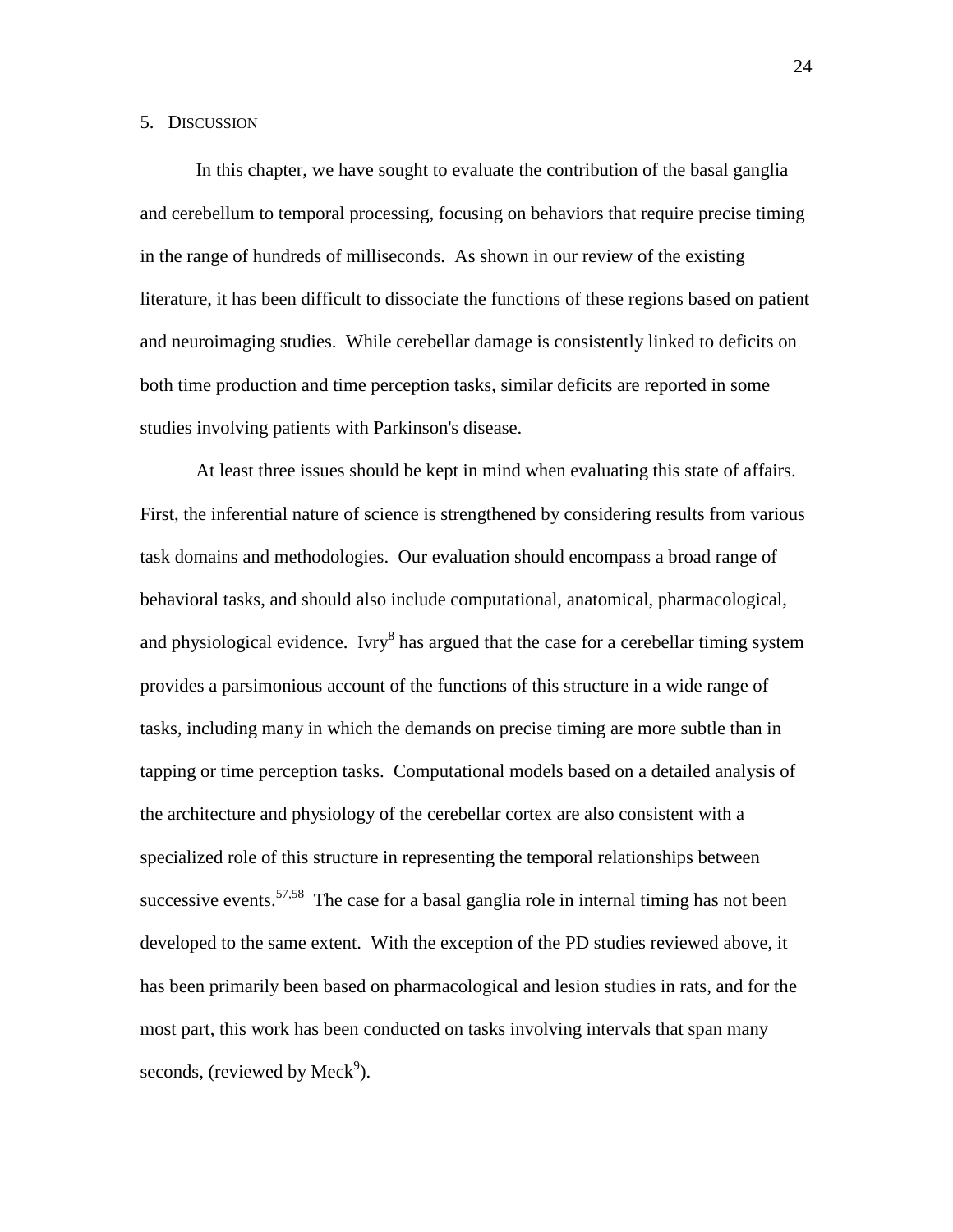## 5. Discussion

In this chapter, we have sought to evaluate the contribution of the basal ganglia and cerebellum to temporal processing, focusing on behaviors that require precise timing in the range of hundreds of milliseconds. As shown in our review of the existing literature, it has been difficult to dissociate the functions of these regions based on patient and neuroimaging studies. While cerebellar damage is consistently linked to deficits on both time production and time perception tasks, similar deficits are reported in some studies involving patients with Parkinson's disease.

At least three issues should be kept in mind when evaluating this state of affairs. First, the inferential nature of science is strengthened by considering results from various task domains and methodologies. Our evaluation should encompass a broad range of behavioral tasks, and should also include computational, anatomical, pharmacological, and physiological evidence. Ivry[8] has argued that the case for a cerebellar timing system provides a parsimonious account of the functions of this structure in a wide range of tasks, including many in which the demands on precise timing are more subtle than in tapping or time perception tasks. Computational models based on a detailed analysis of the architecture and physiology of the cerebellar cortex are also consistent with a specialized role of this structure in representing the temporal relationships between successive events.[57,58] The case for a basal ganglia role in internal timing has not been developed to the same extent. With the exception of the PD studies reviewed above, it has been primarily been based on pharmacological and lesion studies in rats, and for the most part, this work has been conducted on tasks involving intervals that span many seconds, (reviewed by Meck[9]).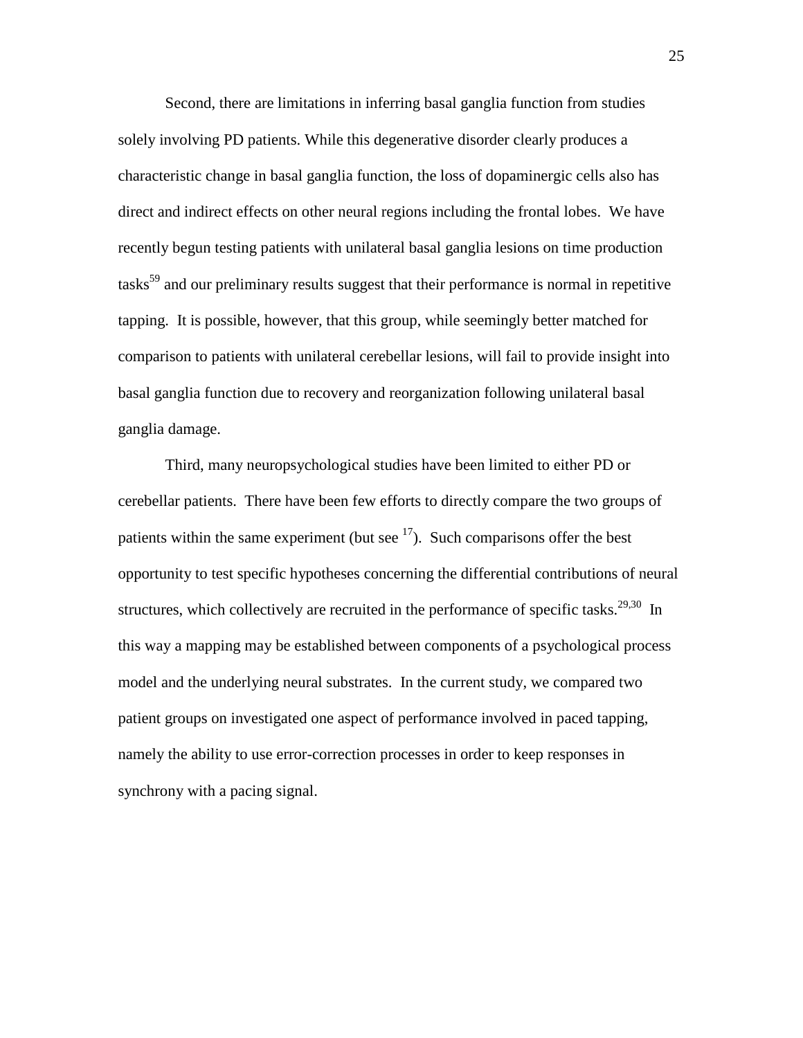Second, there are limitations in inferring basal ganglia function from studies solely involving PD patients. While this degenerative disorder clearly produces a characteristic change in basal ganglia function, the loss of dopaminergic cells also has direct and indirect effects on other neural regions including the frontal lobes. We have recently begun testing patients with unilateral basal ganglia lesions on time production tasks[59] and our preliminary results suggest that their performance is normal in repetitive tapping. It is possible, however, that this group, while seemingly better matched for comparison to patients with unilateral cerebellar lesions, will fail to provide insight into basal ganglia function due to recovery and reorganization following unilateral basal ganglia damage.

Third, many neuropsychological studies have been limited to either PD or cerebellar patients. There have been few efforts to directly compare the two groups of patients within the same experiment (but see [17]). Such comparisons offer the best opportunity to test specific hypotheses concerning the differential contributions of neural structures, which collectively are recruited in the performance of specific tasks.[29,30] In this way a mapping may be established between components of a psychological process model and the underlying neural substrates. In the current study, we compared two patient groups on investigated one aspect of performance involved in paced tapping, namely the ability to use error-correction processes in order to keep responses in synchrony with a pacing signal.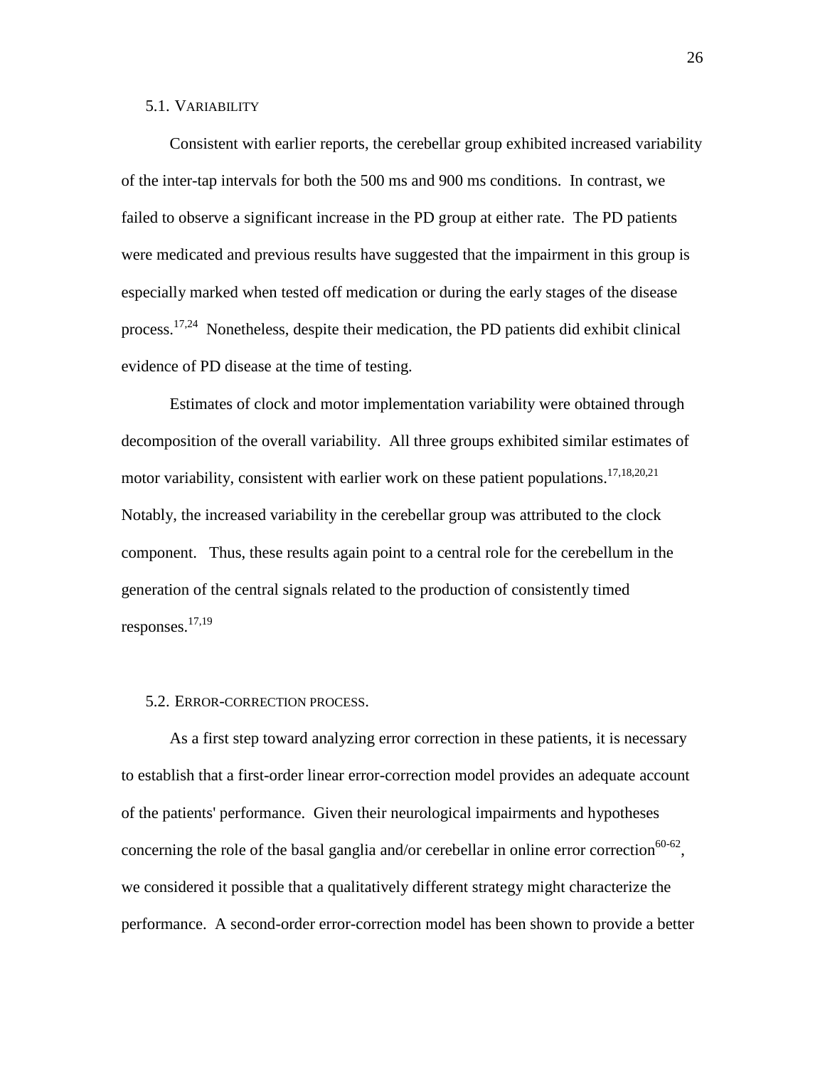### 5.1. Variability

Consistent with earlier reports, the cerebellar group exhibited increased variability of the inter-tap intervals for both the 500 ms and 900 ms conditions. In contrast, we failed to observe a significant increase in the PD group at either rate. The PD patients were medicated and previous results have suggested that the impairment in this group is especially marked when tested off medication or during the early stages of the disease process.[17,24] Nonetheless, despite their medication, the PD patients did exhibit clinical evidence of PD disease at the time of testing.

Estimates of clock and motor implementation variability were obtained through decomposition of the overall variability. All three groups exhibited similar estimates of motor variability, consistent with earlier work on these patient populations.[17,18,20,21] Notably, the increased variability in the cerebellar group was attributed to the clock component. Thus, these results again point to a central role for the cerebellum in the generation of the central signals related to the production of consistently timed responses.[17,19]

### 5.2. Error-correction process.

As a first step toward analyzing error correction in these patients, it is necessary to establish that a first-order linear error-correction model provides an adequate account of the patients' performance. Given their neurological impairments and hypotheses concerning the role of the basal ganglia and/or cerebellar in online error correction[60-62], we considered it possible that a qualitatively different strategy might characterize the performance. A second-order error-correction model has been shown to provide a better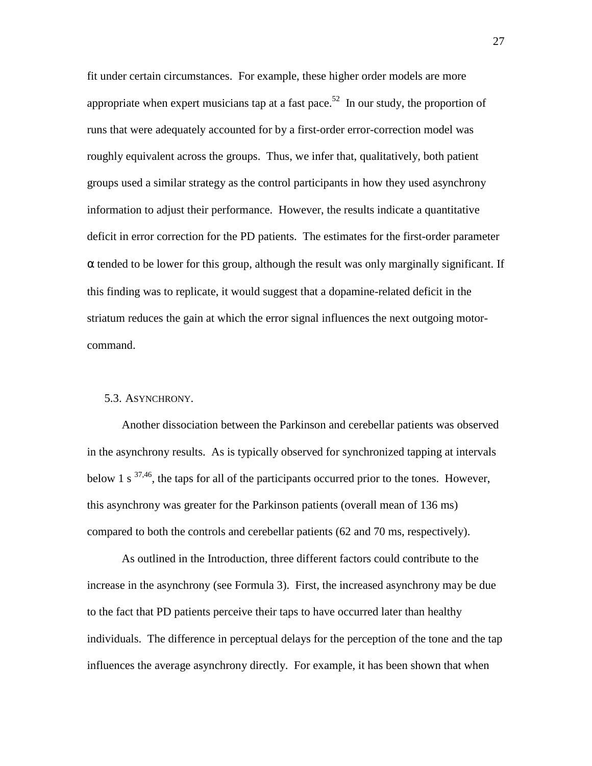fit under certain circumstances. For example, these higher order models are more appropriate when expert musicians tap at a fast pace.[52] In our study, the proportion of runs that were adequately accounted for by a first-order error-correction model was roughly equivalent across the groups. Thus, we infer that, qualitatively, both patient groups used a similar strategy as the control participants in how they used asynchrony information to adjust their performance. However, the results indicate a quantitative deficit in error correction for the PD patients. The estimates for the first-order parameter $\alpha$ tended to be lower for this group, although the result was only marginally significant. If this finding was to replicate, it would suggest that a dopamine-related deficit in the striatum reduces the gain at which the error signal influences the next outgoing motor-command.

### 5.3. Asynchrony.

Another dissociation between the Parkinson and cerebellar patients was observed in the asynchrony results. As is typically observed for synchronized tapping at intervals below 1 s [37,46], the taps for all of the participants occurred prior to the tones. However, this asynchrony was greater for the Parkinson patients (overall mean of 136 ms) compared to both the controls and cerebellar patients (62 and 70 ms, respectively).

As outlined in the Introduction, three different factors could contribute to the increase in the asynchrony (see Formula 3). First, the increased asynchrony may be due to the fact that PD patients perceive their taps to have occurred later than healthy individuals. The difference in perceptual delays for the perception of the tone and the tap influences the average asynchrony directly. For example, it has been shown that when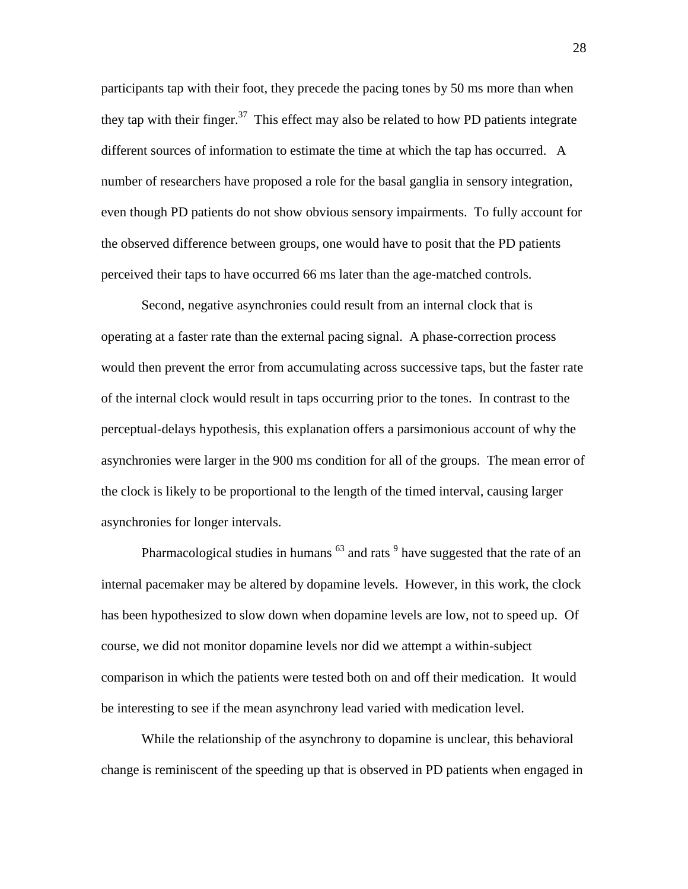participants tap with their foot, they precede the pacing tones by 50 ms more than when they tap with their finger.[37] This effect may also be related to how PD patients integrate different sources of information to estimate the time at which the tap has occurred. A number of researchers have proposed a role for the basal ganglia in sensory integration, even though PD patients do not show obvious sensory impairments. To fully account for the observed difference between groups, one would have to posit that the PD patients perceived their taps to have occurred 66 ms later than the age-matched controls.

Second, negative asynchronies could result from an internal clock that is operating at a faster rate than the external pacing signal. A phase-correction process would then prevent the error from accumulating across successive taps, but the faster rate of the internal clock would result in taps occurring prior to the tones. In contrast to the perceptual-delays hypothesis, this explanation offers a parsimonious account of why the asynchronies were larger in the 900 ms condition for all of the groups. The mean error of the clock is likely to be proportional to the length of the timed interval, causing larger asynchronies for longer intervals.

Pharmacological studies in humans [63] and rats [9] have suggested that the rate of an internal pacemaker may be altered by dopamine levels. However, in this work, the clock has been hypothesized to slow down when dopamine levels are low, not to speed up. Of course, we did not monitor dopamine levels nor did we attempt a within-subject comparison in which the patients were tested both on and off their medication. It would be interesting to see if the mean asynchrony lead varied with medication level.

While the relationship of the asynchrony to dopamine is unclear, this behavioral change is reminiscent of the speeding up that is observed in PD patients when engaged in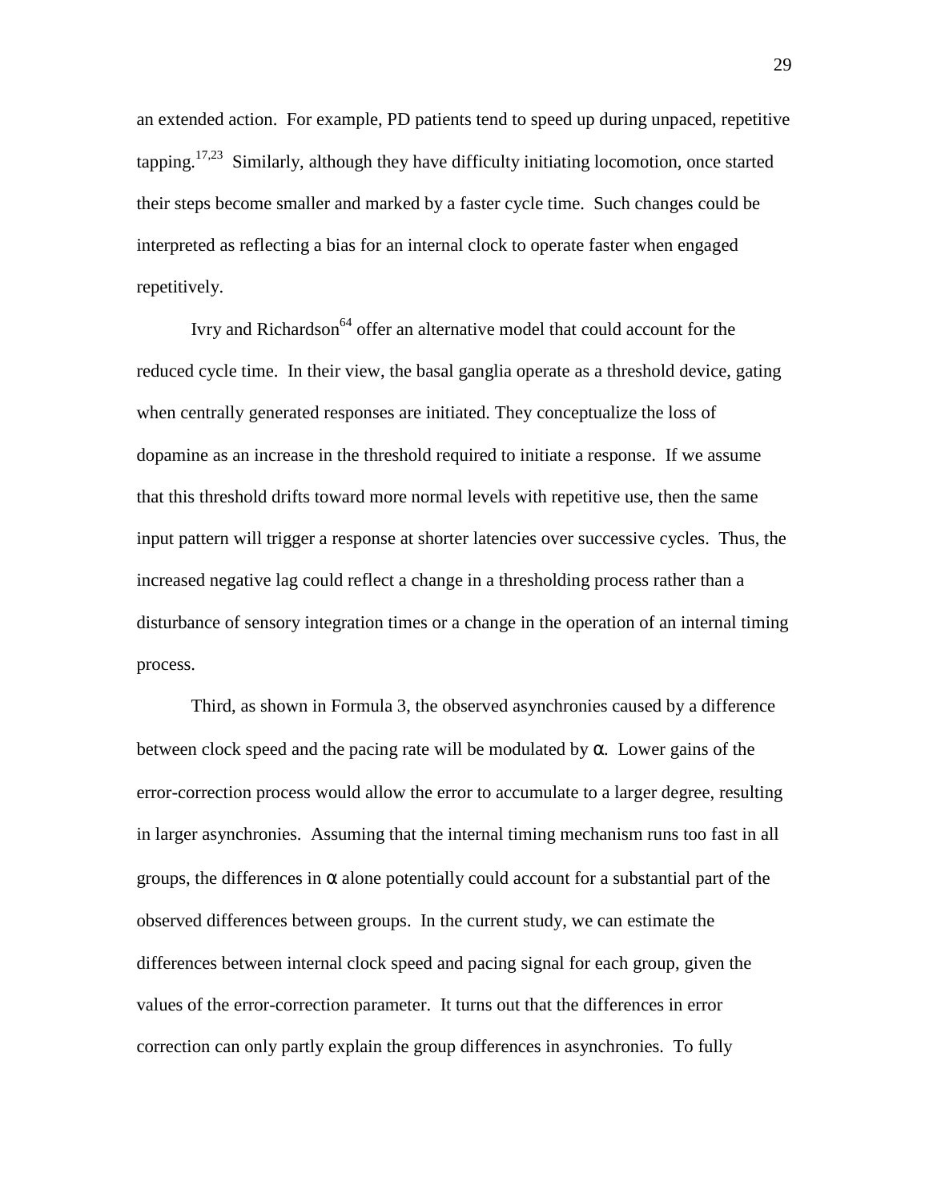an extended action. For example, PD patients tend to speed up during unpaced, repetitive tapping.[17,23] Similarly, although they have difficulty initiating locomotion, once started their steps become smaller and marked by a faster cycle time. Such changes could be interpreted as reflecting a bias for an internal clock to operate faster when engaged repetitively.

Ivry and Richardson[64] offer an alternative model that could account for the reduced cycle time. In their view, the basal ganglia operate as a threshold device, gating when centrally generated responses are initiated. They conceptualize the loss of dopamine as an increase in the threshold required to initiate a response. If we assume that this threshold drifts toward more normal levels with repetitive use, then the same input pattern will trigger a response at shorter latencies over successive cycles. Thus, the increased negative lag could reflect a change in a thresholding process rather than a disturbance of sensory integration times or a change in the operation of an internal timing process.

Third, as shown in Formula 3, the observed asynchronies caused by a difference between clock speed and the pacing rate will be modulated by $\alpha$. Lower gains of the error-correction process would allow the error to accumulate to a larger degree, resulting in larger asynchronies. Assuming that the internal timing mechanism runs too fast in all groups, the differences in $\alpha$ alone potentially could account for a substantial part of the observed differences between groups. In the current study, we can estimate the differences between internal clock speed and pacing signal for each group, given the values of the error-correction parameter. It turns out that the differences in error correction can only partly explain the group differences in asynchronies. To fully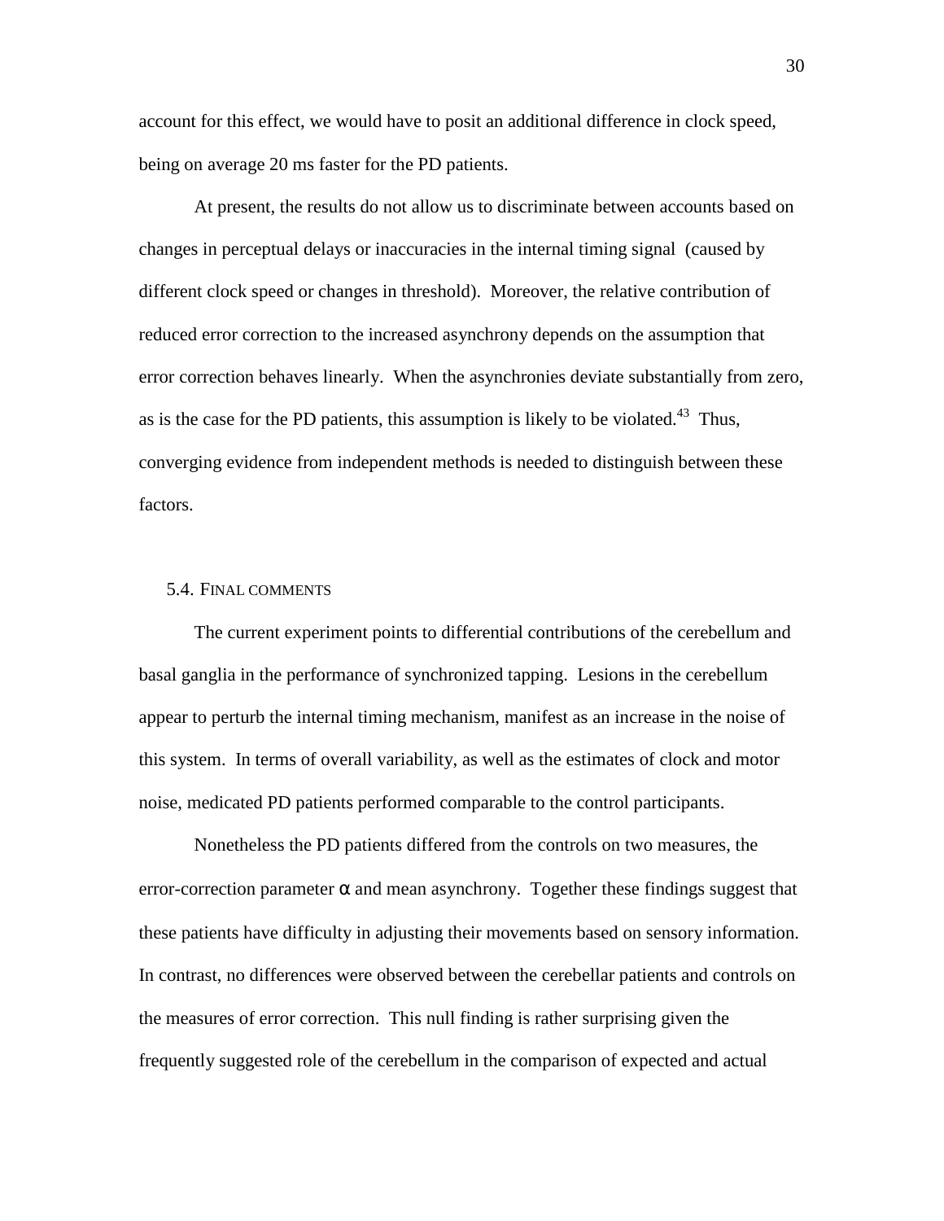account for this effect, we would have to posit an additional difference in clock speed, being on average 20 ms faster for the PD patients.

At present, the results do not allow us to discriminate between accounts based on changes in perceptual delays or inaccuracies in the internal timing signal (caused by different clock speed or changes in threshold). Moreover, the relative contribution of reduced error correction to the increased asynchrony depends on the assumption that error correction behaves linearly. When the asynchronies deviate substantially from zero, as is the case for the PD patients, this assumption is likely to be violated.[43] Thus, converging evidence from independent methods is needed to distinguish between these factors.

### 5.4. Final comments

The current experiment points to differential contributions of the cerebellum and basal ganglia in the performance of synchronized tapping. Lesions in the cerebellum appear to perturb the internal timing mechanism, manifest as an increase in the noise of this system. In terms of overall variability, as well as the estimates of clock and motor noise, medicated PD patients performed comparable to the control participants.

Nonetheless the PD patients differed from the controls on two measures, the error-correction parameter $\alpha$ and mean asynchrony. Together these findings suggest that these patients have difficulty in adjusting their movements based on sensory information. In contrast, no differences were observed between the cerebellar patients and controls on the measures of error correction. This null finding is rather surprising given the frequently suggested role of the cerebellum in the comparison of expected and actual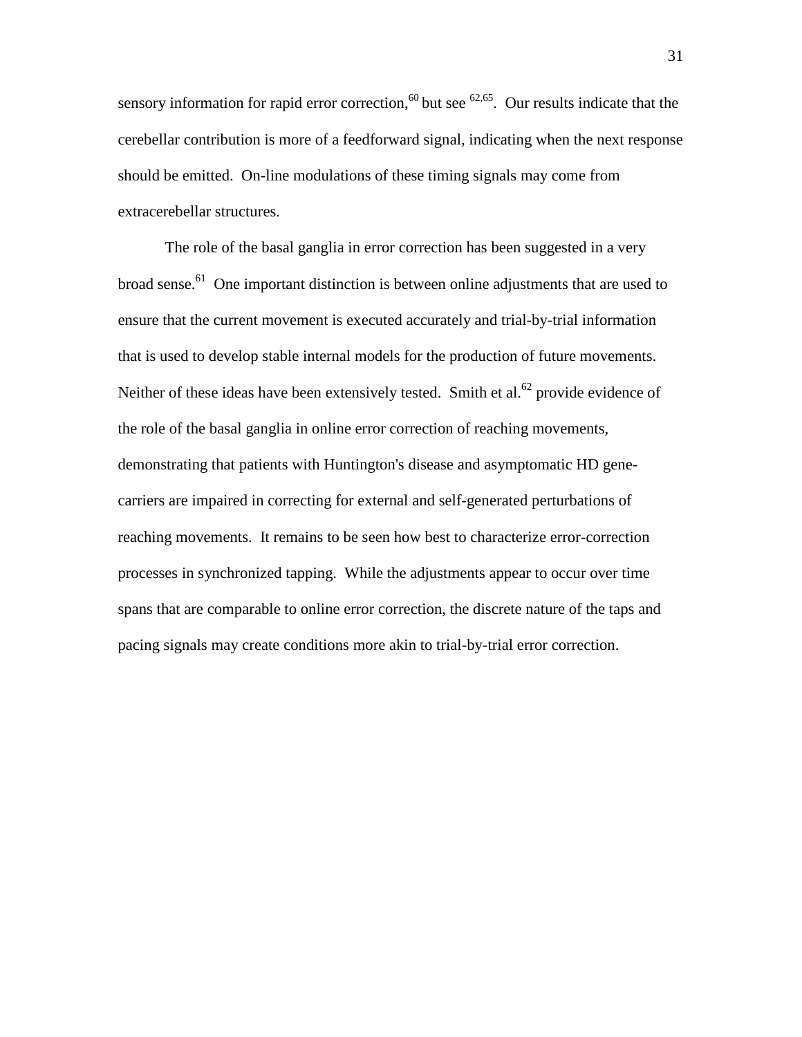sensory information for rapid error correction,[60] but see [62,65]. Our results indicate that the cerebellar contribution is more of a feedforward signal, indicating when the next response should be emitted. On-line modulations of these timing signals may come from extracerebellar structures.

The role of the basal ganglia in error correction has been suggested in a very broad sense.[61] One important distinction is between online adjustments that are used to ensure that the current movement is executed accurately and trial-by-trial information that is used to develop stable internal models for the production of future movements. Neither of these ideas have been extensively tested. Smith et al.[62] provide evidence of the role of the basal ganglia in online error correction of reaching movements, demonstrating that patients with Huntington's disease and asymptomatic HD gene-carriers are impaired in correcting for external and self-generated perturbations of reaching movements. It remains to be seen how best to characterize error-correction processes in synchronized tapping. While the adjustments appear to occur over time spans that are comparable to online error correction, the discrete nature of the taps and pacing signals may create conditions more akin to trial-by-trial error correction.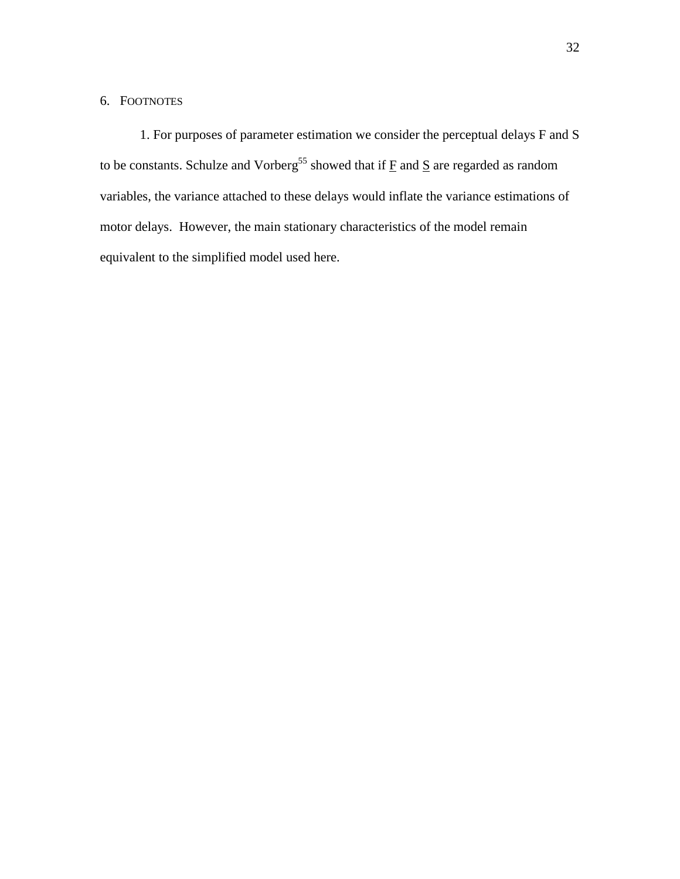## 6. Footnotes

1. For purposes of parameter estimation we consider the perceptual delays F and S to be constants. Schulze and Vorberg[55] showed that if F and S are regarded as random variables, the variance attached to these delays would inflate the variance estimations of motor delays. However, the main stationary characteristics of the model remain equivalent to the simplified model used here.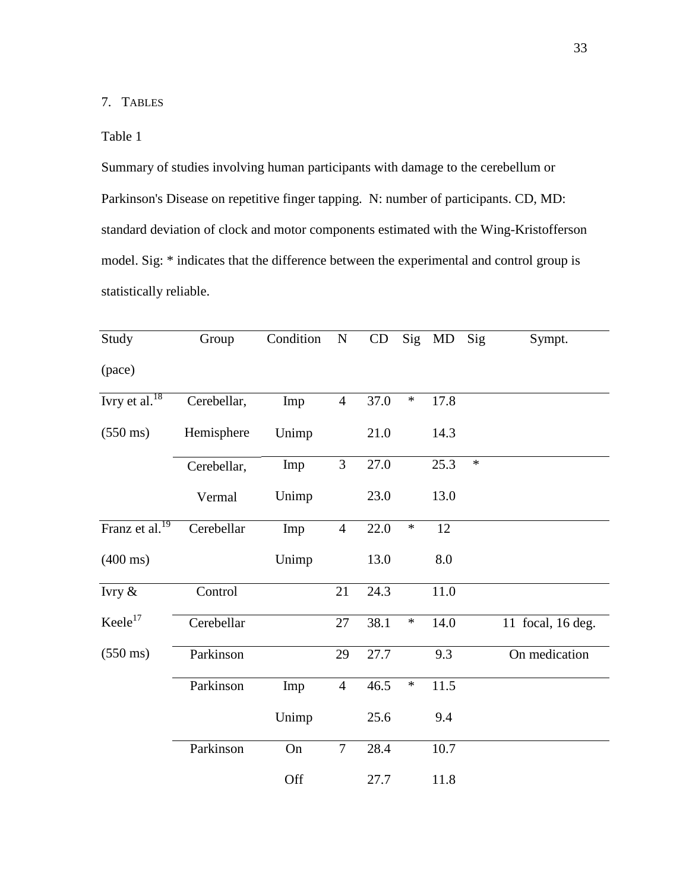## 7. Tables

Table 1

Summary of studies involving human participants with damage to the cerebellum or Parkinson's Disease on repetitive finger tapping. N: number of participants. CD, MD: standard deviation of clock and motor components estimated with the Wing-Kristofferson model. Sig: * indicates that the difference between the experimental and control group is statistically reliable.

| Study (pace) | Group | Condition | N | CD | Sig | MD | Sig | Sympt. |
|---|---|---|---|---|---|---|---|---|
| Ivry et al.[18] (550 ms) | Cerebellar, Hemisphere | Imp | 4 | 37.0 | * | 17.8 | | |
| | | Unimp | | 21.0 | | 14.3 | | |
| | Cerebellar, Vermal | Imp | 3 | 27.0 | | 25.3 | * | |
| | | Unimp | | 23.0 | | 13.0 | | |
| Franz et al.[19] (400 ms) | Cerebellar | Imp | 4 | 22.0 | * | 12 | | |
| | | Unimp | | 13.0 | | 8.0 | | |
| Ivry & Keele[17] (550 ms) | Control | | 21 | 24.3 | | 11.0 | | |
| | Cerebellar | | 27 | 38.1 | * | 14.0 | | 11 focal, 16 deg. |
| | Parkinson | | 29 | 27.7 | | 9.3 | | On medication |
| | Parkinson | Imp | 4 | 46.5 | * | 11.5 | | |
| | | Unimp | | 25.6 | | 9.4 | | |
| | Parkinson | On | 7 | 28.4 | | 10.7 | | |
| | | Off | | 27.7 | | 11.8 | | |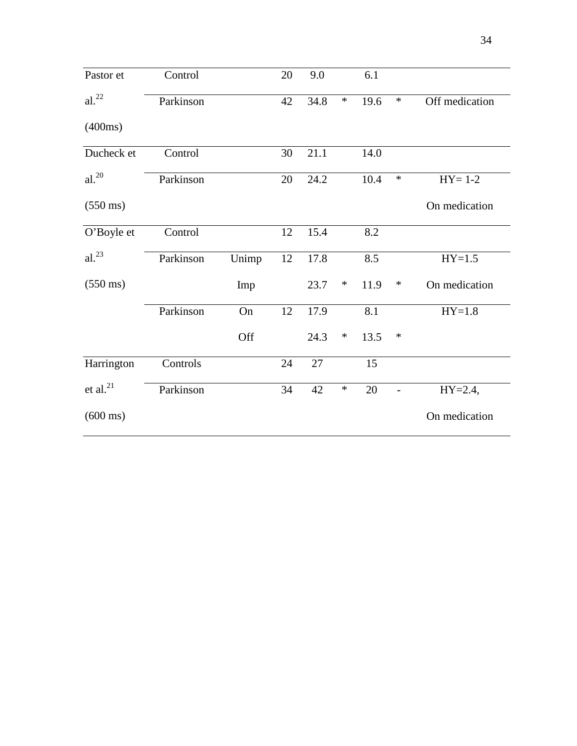| | | | | | | | | |
|---|---|---|---|---|---|---|---|---|
| Pastor et al.[22] (400ms) | Control | | 20 | 9.0 | | 6.1 | | |
| | Parkinson | | 42 | 34.8 | * | 19.6 | * | Off medication |
| Ducheck et al.[20] (550 ms) | Control | | 30 | 21.1 | | 14.0 | | |
| | Parkinson | | 20 | 24.2 | | 10.4 | * | HY= 1-2 On medication |
| O'Boyle et al.[23] (550 ms) | Control | | 12 | 15.4 | | 8.2 | | |
| | Parkinson | Unimp | 12 | 17.8 | | 8.5 | | HY=1.5 |
| | | Imp | | 23.7 | * | 11.9 | * | On medication |
| | Parkinson | On | 12 | 17.9 | | 8.1 | | HY=1.8 |
| | | Off | | 24.3 | * | 13.5 | * | |
| Harrington et al.[21] (600 ms) | Controls | | 24 | 27 | | 15 | | |
| | Parkinson | | 34 | 42 | * | 20 | - | HY=2.4, On medication |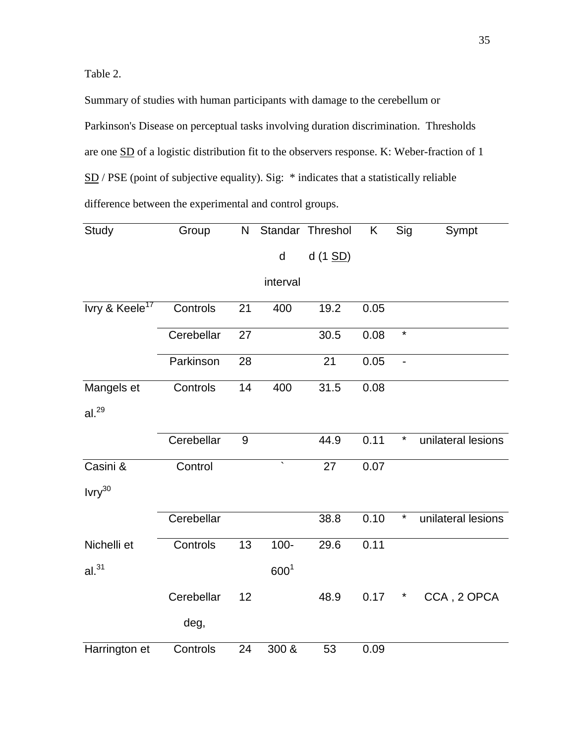Table 2.

Summary of studies with human participants with damage to the cerebellum or Parkinson's Disease on perceptual tasks involving duration discrimination. Thresholds are one SD of a logistic distribution fit to the observers response. K: Weber-fraction of 1 SD / PSE (point of subjective equality). Sig: * indicates that a statistically reliable difference between the experimental and control groups.

| Study | Group | N | Standard interval | Threshold (1 SD) | K | Sig | Sympt |
|---|---|---|---|---|---|---|---|
| Ivry & Keele[17] | Controls | 21 | 400 | 19.2 | 0.05 | | |
| | Cerebellar | 27 | | 30.5 | 0.08 | * | |
| | Parkinson | 28 | | 21 | 0.05 | - | |
| Mangels et al.[29] | Controls | 14 | 400 | 31.5 | 0.08 | | |
| | Cerebellar | 9 | | 44.9 | 0.11 | * | unilateral lesions |
| Casini & Ivry[30] | Control | | ` | 27 | 0.07 | | |
| | Cerebellar | | | 38.8 | 0.10 | * | unilateral lesions |
| Nichelli et al.[31] | Controls | 13 | 100-600[1] | 29.6 | 0.11 | | |
| | Cerebellar deg, | 12 | | 48.9 | 0.17 | * | CCA , 2 OPCA |
| Harrington et | Controls | 24 | 300 & | 53 | 0.09 | | |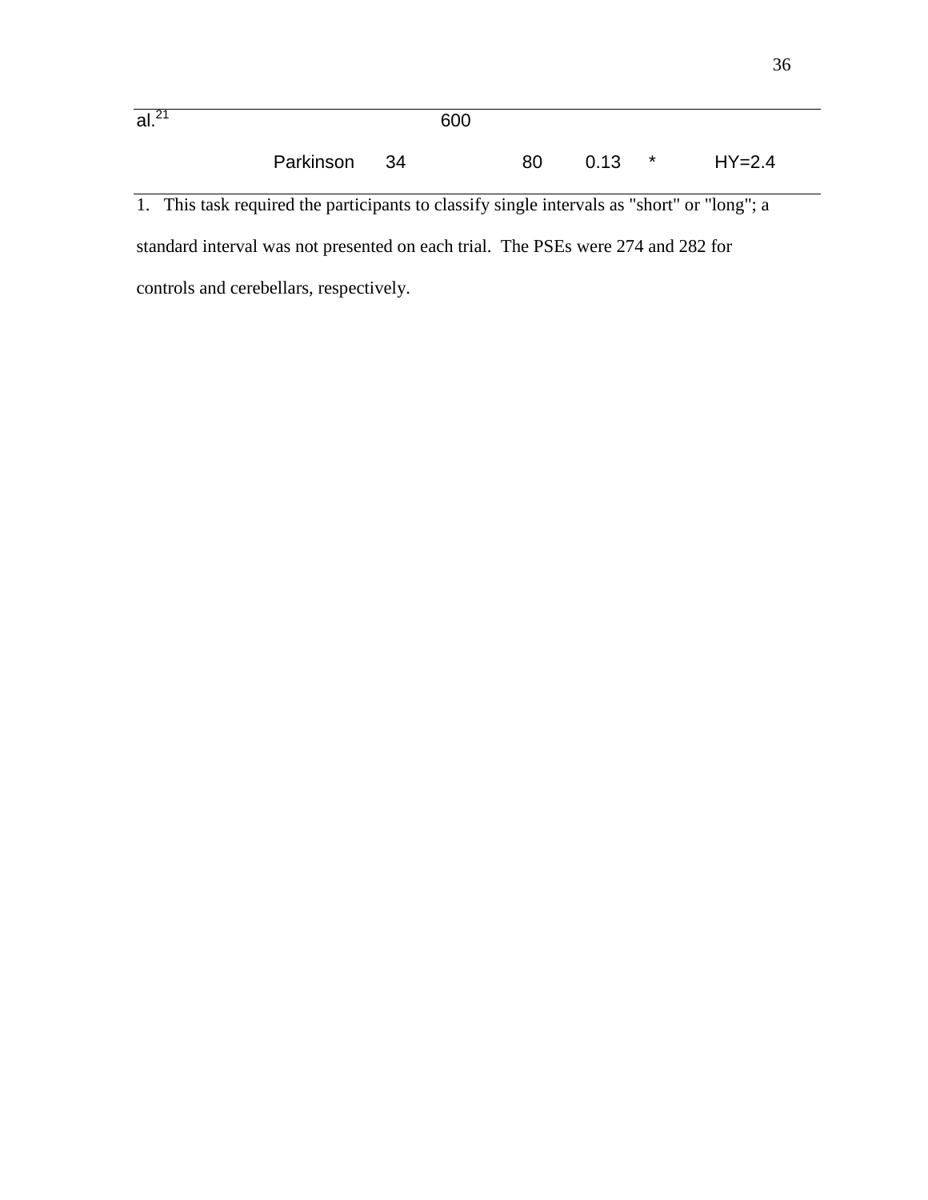| | | | | | | | |
|---|---|---|---|---|---|---|---|
| al.[21] | | | 600 | | | | |
| | Parkinson | 34 | | 80 | 0.13 | * | HY=2.4 |

1. This task required the participants to classify single intervals as "short" or "long"; a standard interval was not presented on each trial. The PSEs were 274 and 282 for controls and cerebellars, respectively.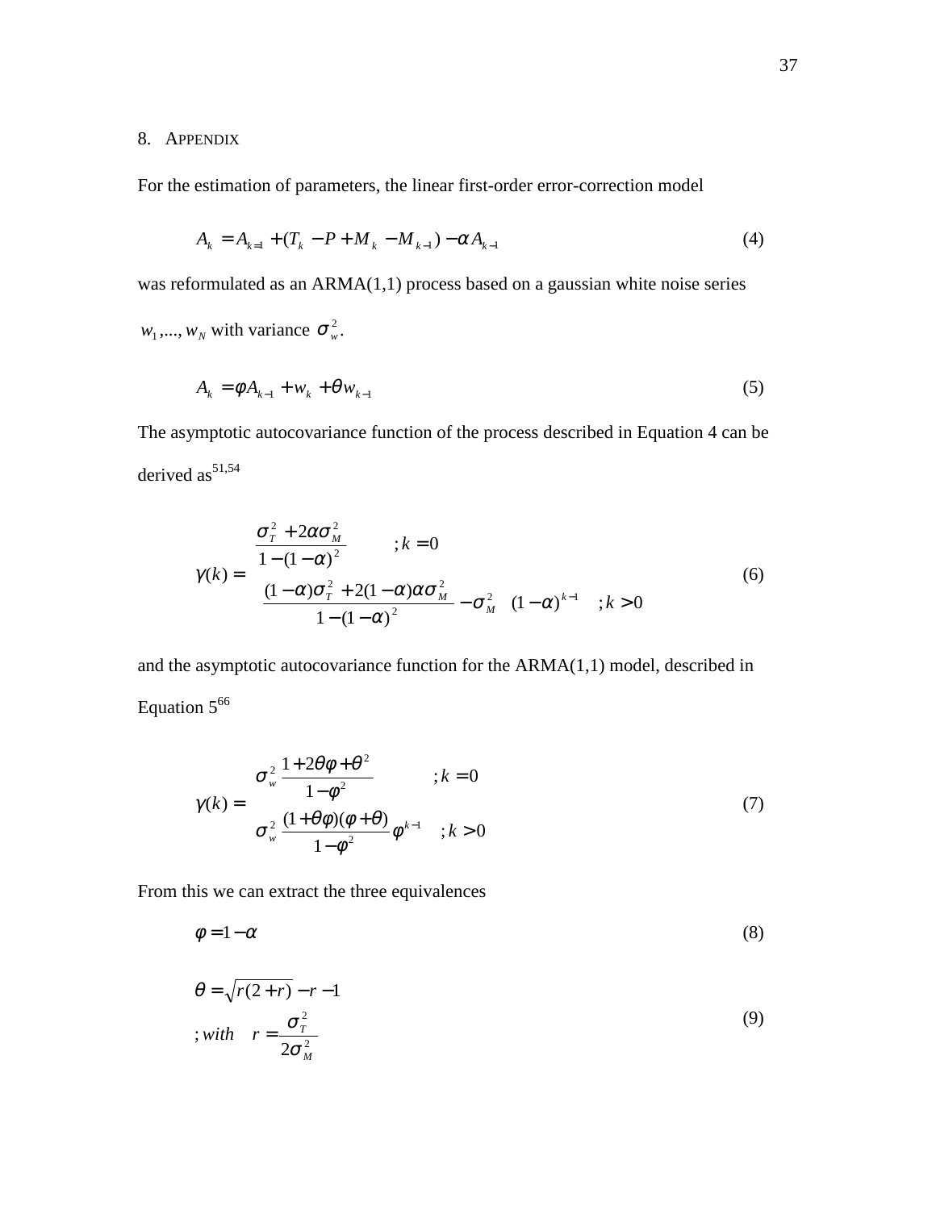## 8. Appendix

For the estimation of parameters, the linear first-order error-correction model

$$A_k = A_{k-1} + (T_k - P + M_k - M_{k-1}) - \alpha A_{k-1} \tag{4}$$

was reformulated as an ARMA(1,1) process based on a gaussian white noise series $w_1, ..., w_N$ with variance $\sigma_w^2$.

$$A_k = \phi A_{k-1} + w_k + \theta w_{k-1} \tag{5}$$

The asymptotic autocovariance function of the process described in Equation 4 can be derived as[51,54]

$$\gamma(k) = \begin{cases} \dfrac{\sigma_T^2 + 2\alpha\sigma_M^2}{1-(1-\alpha)^2} & ; k = 0 \\ \left(\dfrac{(1-\alpha)\sigma_T^2 + 2(1-\alpha)\alpha\sigma_M^2}{1-(1-\alpha)^2} - \sigma_M^2\right)(1-\alpha)^{k-1} & ; k > 0 \end{cases} \tag{6}$$

and the asymptotic autocovariance function for the ARMA(1,1) model, described in Equation 5[66]

$$\gamma(k) = \begin{cases} \sigma_w^2 \dfrac{1+2\theta\phi+\theta^2}{1-\phi^2} & ; k = 0 \\ \sigma_w^2 \dfrac{(1+\theta\phi)(\phi+\theta)}{1-\phi^2}\phi^{k-1} & ; k > 0 \end{cases} \tag{7}$$

From this we can extract the three equivalences

$$\phi = 1 - \alpha \tag{8}$$

$$\theta = \sqrt{r(2+r)} - r - 1 \quad ; with \quad r = \frac{\sigma_T^2}{2\sigma_M^2} \tag{9}$$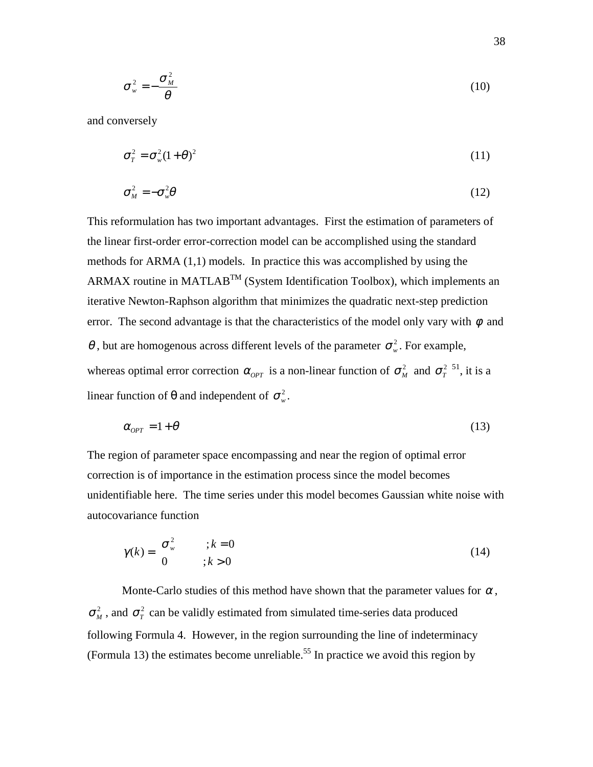$$\sigma_w^2 = -\frac{\sigma_M^2}{\theta} \tag{10}$$

and conversely

$$\sigma_T^2 = \sigma_w^2(1+\theta)^2 \tag{11}$$

$$\sigma_M^2 = -\sigma_w^2\theta \tag{12}$$

This reformulation has two important advantages. First the estimation of parameters of the linear first-order error-correction model can be accomplished using the standard methods for ARMA (1,1) models. In practice this was accomplished by using the ARMAX routine in MATLAB$^{TM}$ (System Identification Toolbox), which implements an iterative Newton-Raphson algorithm that minimizes the quadratic next-step prediction error. The second advantage is that the characteristics of the model only vary with $\phi$ and $\theta$, but are homogenous across different levels of the parameter $\sigma_w^2$. For example, whereas optimal error correction $\alpha_{OPT}$ is a non-linear function of $\sigma_M^2$ and $\sigma_T^2$ [51], it is a linear function of θ and independent of $\sigma_w^2$.

$$\alpha_{OPT} = 1 + \theta \tag{13}$$

The region of parameter space encompassing and near the region of optimal error correction is of importance in the estimation process since the model becomes unidentifiable here. The time series under this model becomes Gaussian white noise with autocovariance function

$$\gamma(k) = \begin{cases} \sigma_w^2 & ; k = 0 \\ 0 & ; k > 0 \end{cases} \tag{14}$$

Monte-Carlo studies of this method have shown that the parameter values for $\alpha$, $\sigma_M^2$, and $\sigma_T^2$ can be validly estimated from simulated time-series data produced following Formula 4. However, in the region surrounding the line of indeterminacy (Formula 13) the estimates become unreliable.[55] In practice we avoid this region by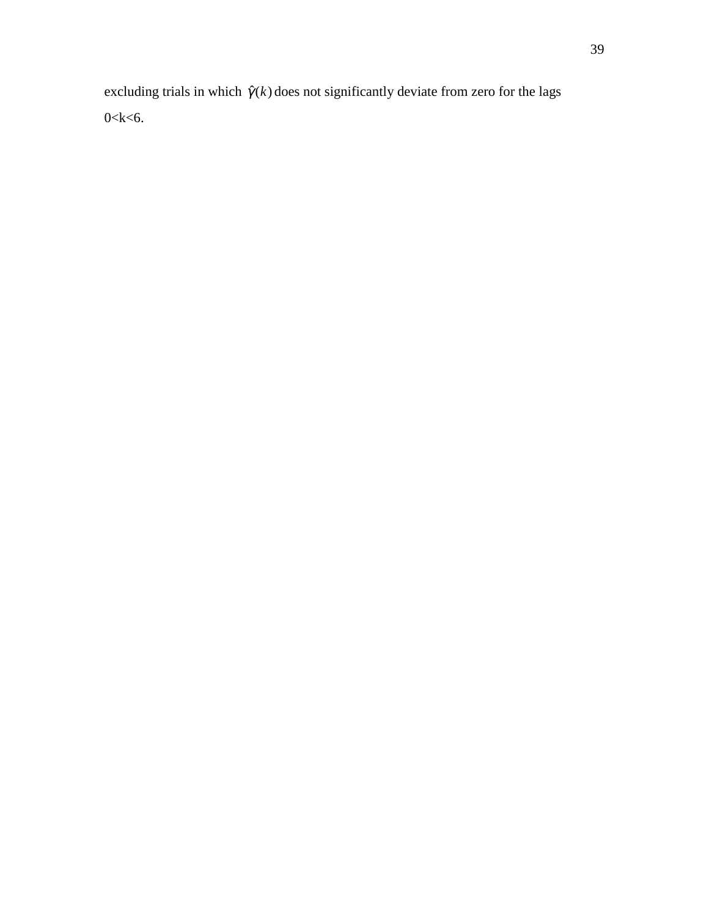excluding trials in which $\hat{\gamma}(k)$ does not significantly deviate from zero for the lags $0<k<6$.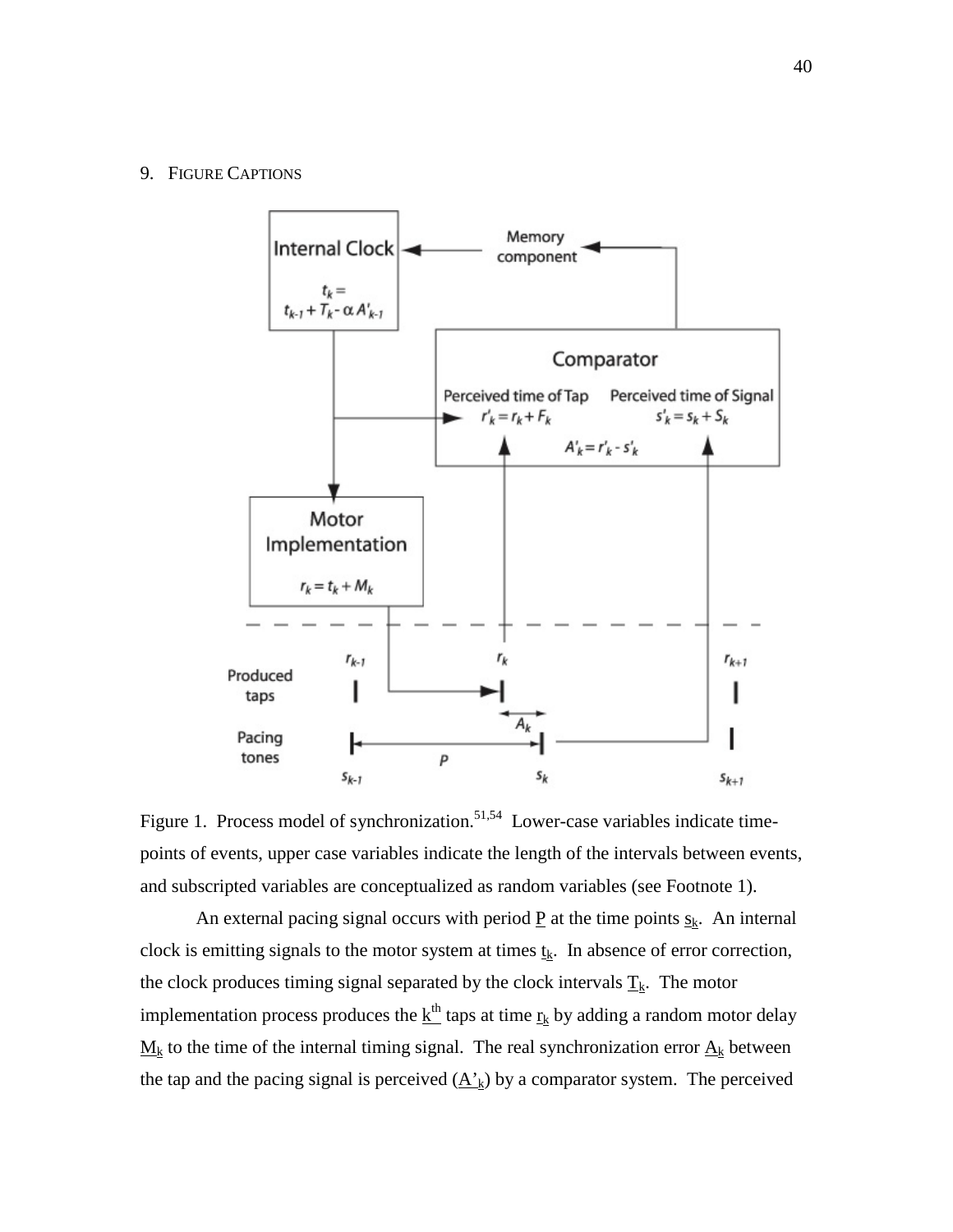## 9. Figure Captions

Figure 1. Process model of synchronization.[51,54] Lower-case variables indicate time-points of events, upper case variables indicate the length of the intervals between events, and subscripted variables are conceptualized as random variables (see Footnote 1).

An external pacing signal occurs with period $\underline{P}$ at the time points $\underline{s_k}$. An internal clock is emitting signals to the motor system at times $\underline{t_k}$. In absence of error correction, the clock produces timing signal separated by the clock intervals $\underline{T_k}$. The motor implementation process produces the $\underline{k^{th}}$ taps at time $\underline{r_k}$ by adding a random motor delay $\underline{M_k}$ to the time of the internal timing signal. The real synchronization error $\underline{A_k}$ between the tap and the pacing signal is perceived ($\underline{A'_k}$) by a comparator system. The perceived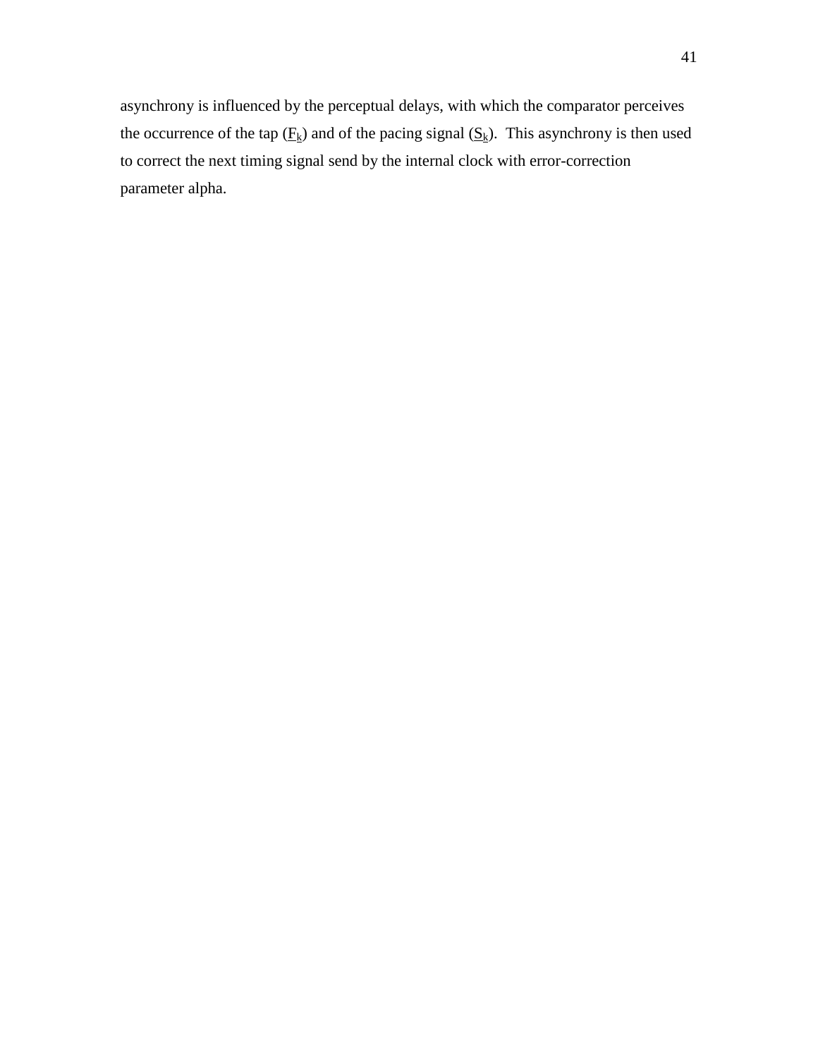asynchrony is influenced by the perceptual delays, with which the comparator perceives the occurrence of the tap ($\underline{F}_k$) and of the pacing signal ($\underline{S}_k$). This asynchrony is then used to correct the next timing signal send by the internal clock with error-correction parameter alpha.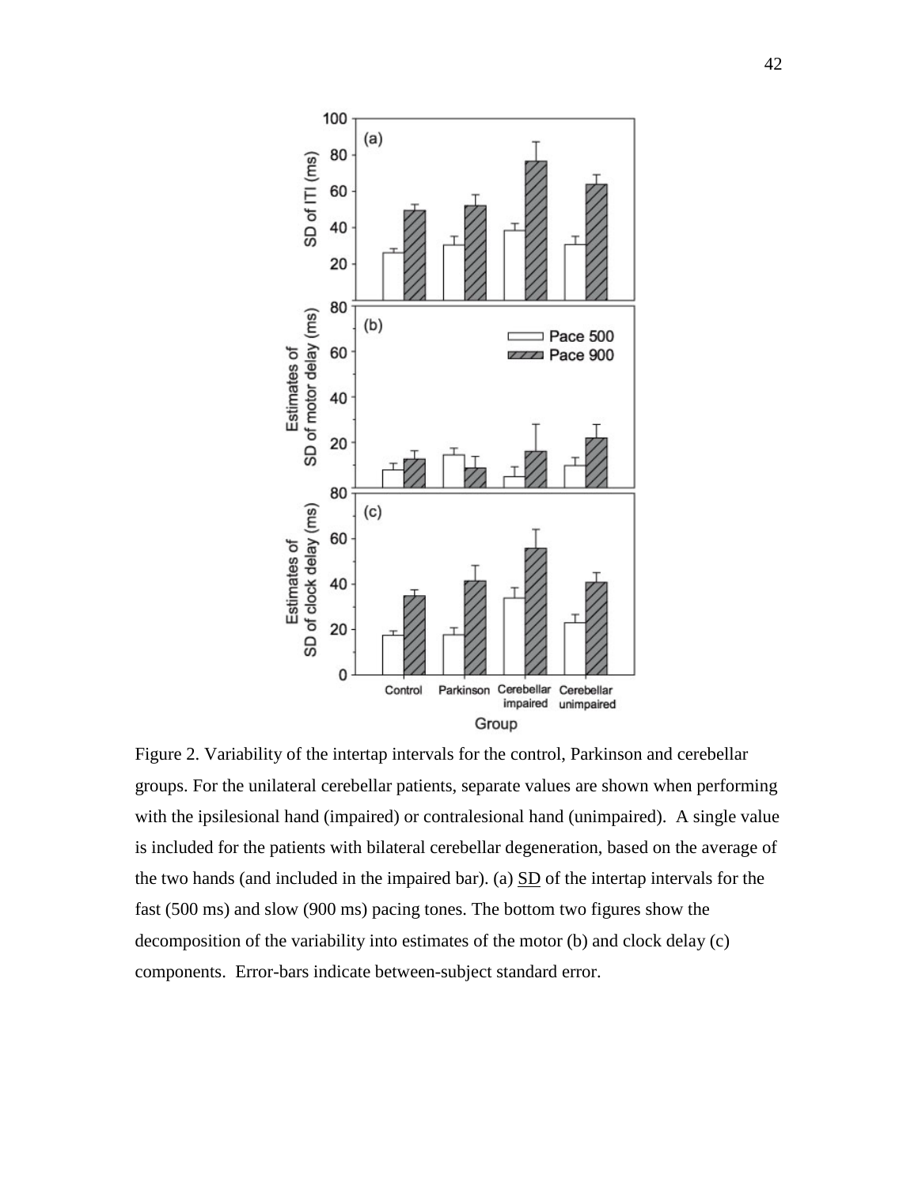Figure 2. Variability of the intertap intervals for the control, Parkinson and cerebellar groups. For the unilateral cerebellar patients, separate values are shown when performing with the ipsilesional hand (impaired) or contralesional hand (unimpaired). A single value is included for the patients with bilateral cerebellar degeneration, based on the average of the two hands (and included in the impaired bar). (a) SD of the intertap intervals for the fast (500 ms) and slow (900 ms) pacing tones. The bottom two figures show the decomposition of the variability into estimates of the motor (b) and clock delay (c) components. Error-bars indicate between-subject standard error.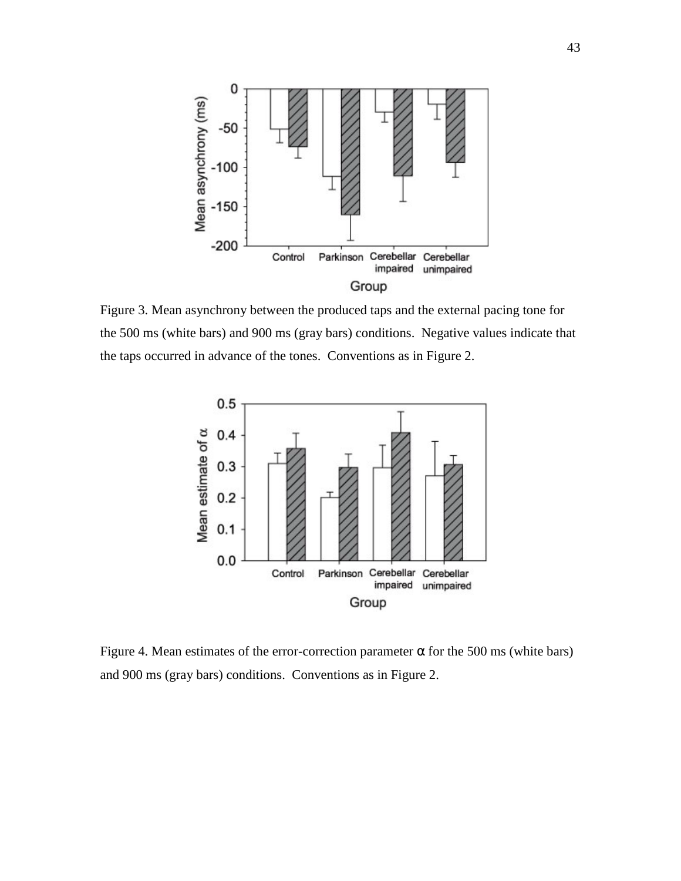Figure 3. Mean asynchrony between the produced taps and the external pacing tone for the 500 ms (white bars) and 900 ms (gray bars) conditions. Negative values indicate that the taps occurred in advance of the tones. Conventions as in Figure 2.

Figure 4. Mean estimates of the error-correction parameter $\alpha$ for the 500 ms (white bars) and 900 ms (gray bars) conditions. Conventions as in Figure 2.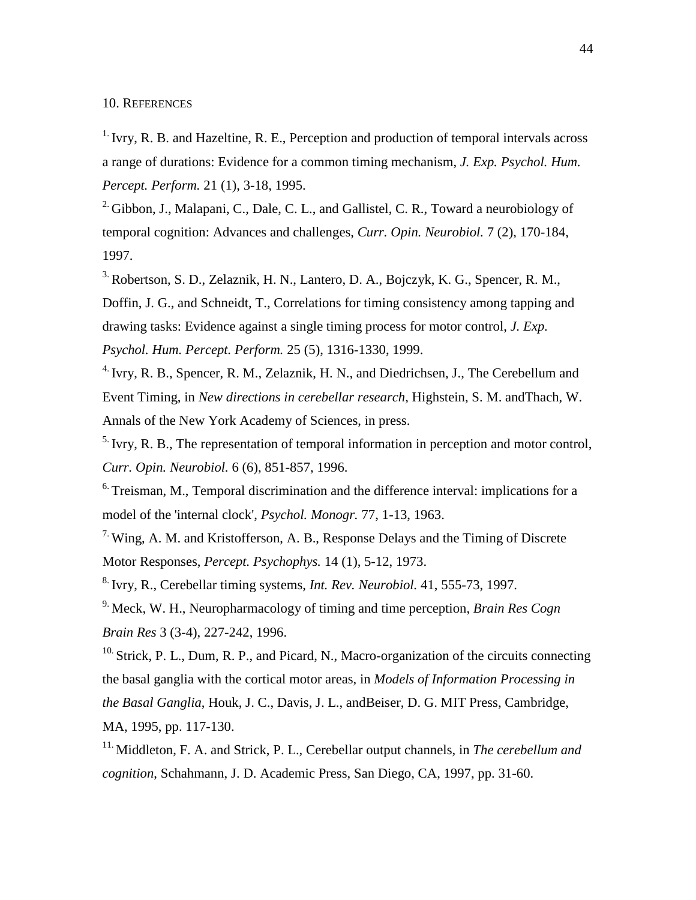## 10. References

[1] Ivry, R. B. and Hazeltine, R. E., Perception and production of temporal intervals across a range of durations: Evidence for a common timing mechanism, *J. Exp. Psychol. Hum. Percept. Perform.* 21 (1), 3-18, 1995.

[2] Gibbon, J., Malapani, C., Dale, C. L., and Gallistel, C. R., Toward a neurobiology of temporal cognition: Advances and challenges, *Curr. Opin. Neurobiol.* 7 (2), 170-184, 1997.

[3] Robertson, S. D., Zelaznik, H. N., Lantero, D. A., Bojczyk, K. G., Spencer, R. M., Doffin, J. G., and Schneidt, T., Correlations for timing consistency among tapping and drawing tasks: Evidence against a single timing process for motor control, *J. Exp. Psychol. Hum. Percept. Perform.* 25 (5), 1316-1330, 1999.

[4] Ivry, R. B., Spencer, R. M., Zelaznik, H. N., and Diedrichsen, J., The Cerebellum and Event Timing, in *New directions in cerebellar research*, Highstein, S. M. andThach, W. Annals of the New York Academy of Sciences, in press.

[5] Ivry, R. B., The representation of temporal information in perception and motor control, *Curr. Opin. Neurobiol.* 6 (6), 851-857, 1996.

[6] Treisman, M., Temporal discrimination and the difference interval: implications for a model of the 'internal clock', *Psychol. Monogr.* 77, 1-13, 1963.

[7] Wing, A. M. and Kristofferson, A. B., Response Delays and the Timing of Discrete Motor Responses, *Percept. Psychophys.* 14 (1), 5-12, 1973.

[8] Ivry, R., Cerebellar timing systems, *Int. Rev. Neurobiol.* 41, 555-73, 1997.

[9] Meck, W. H., Neuropharmacology of timing and time perception, *Brain Res Cogn Brain Res* 3 (3-4), 227-242, 1996.

[10] Strick, P. L., Dum, R. P., and Picard, N., Macro-organization of the circuits connecting the basal ganglia with the cortical motor areas, in *Models of Information Processing in the Basal Ganglia*, Houk, J. C., Davis, J. L., andBeiser, D. G. MIT Press, Cambridge, MA, 1995, pp. 117-130.

[11] Middleton, F. A. and Strick, P. L., Cerebellar output channels, in *The cerebellum and cognition*, Schahmann, J. D. Academic Press, San Diego, CA, 1997, pp. 31-60.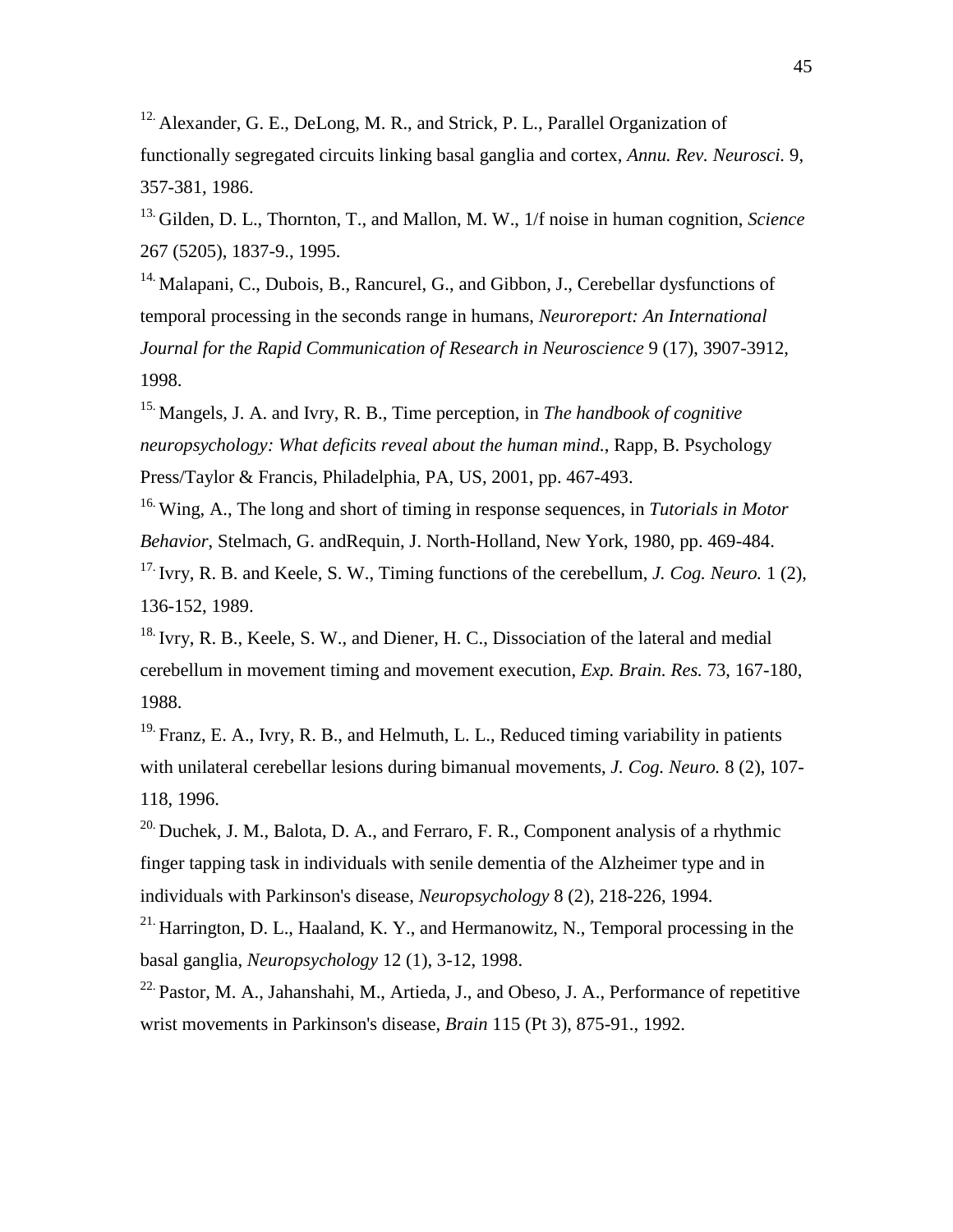[12.] Alexander, G. E., DeLong, M. R., and Strick, P. L., Parallel Organization of functionally segregated circuits linking basal ganglia and cortex, *Annu. Rev. Neurosci.* 9, 357-381, 1986.

[13.] Gilden, D. L., Thornton, T., and Mallon, M. W., 1/f noise in human cognition, *Science* 267 (5205), 1837-9., 1995.

[14.] Malapani, C., Dubois, B., Rancurel, G., and Gibbon, J., Cerebellar dysfunctions of temporal processing in the seconds range in humans, *Neuroreport: An International Journal for the Rapid Communication of Research in Neuroscience* 9 (17), 3907-3912, 1998.

[15.] Mangels, J. A. and Ivry, R. B., Time perception, in *The handbook of cognitive neuropsychology: What deficits reveal about the human mind.*, Rapp, B. Psychology Press/Taylor & Francis, Philadelphia, PA, US, 2001, pp. 467-493.

[16.] Wing, A., The long and short of timing in response sequences, in *Tutorials in Motor Behavior*, Stelmach, G. andRequin, J. North-Holland, New York, 1980, pp. 469-484.

[17.] Ivry, R. B. and Keele, S. W., Timing functions of the cerebellum, *J. Cog. Neuro.* 1 (2), 136-152, 1989.

[18.] Ivry, R. B., Keele, S. W., and Diener, H. C., Dissociation of the lateral and medial cerebellum in movement timing and movement execution, *Exp. Brain. Res.* 73, 167-180, 1988.

[19.] Franz, E. A., Ivry, R. B., and Helmuth, L. L., Reduced timing variability in patients with unilateral cerebellar lesions during bimanual movements, *J. Cog. Neuro.* 8 (2), 107-118, 1996.

[20.] Duchek, J. M., Balota, D. A., and Ferraro, F. R., Component analysis of a rhythmic finger tapping task in individuals with senile dementia of the Alzheimer type and in individuals with Parkinson's disease, *Neuropsychology* 8 (2), 218-226, 1994.

[21.] Harrington, D. L., Haaland, K. Y., and Hermanowitz, N., Temporal processing in the basal ganglia, *Neuropsychology* 12 (1), 3-12, 1998.

[22.] Pastor, M. A., Jahanshahi, M., Artieda, J., and Obeso, J. A., Performance of repetitive wrist movements in Parkinson's disease, *Brain* 115 (Pt 3), 875-91., 1992.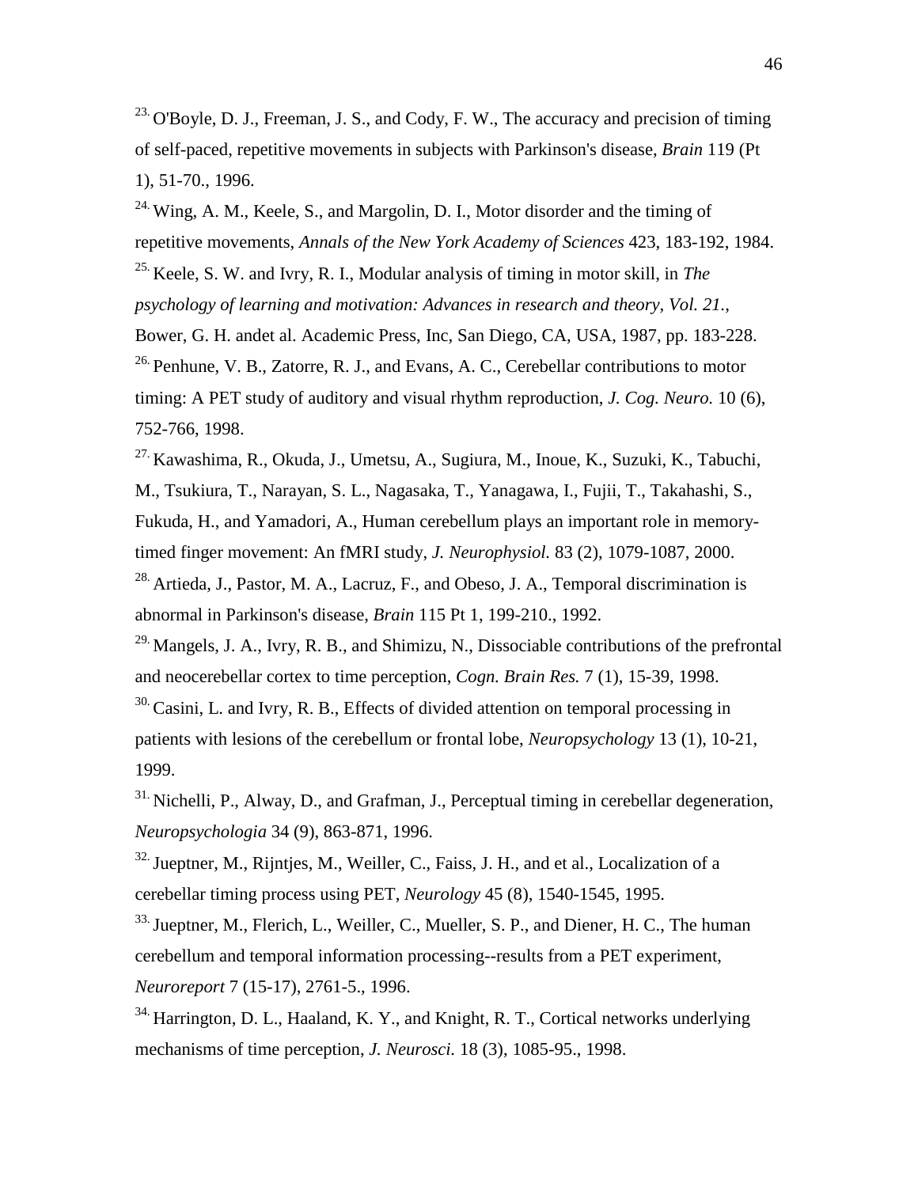[23.] O'Boyle, D. J., Freeman, J. S., and Cody, F. W., The accuracy and precision of timing of self-paced, repetitive movements in subjects with Parkinson's disease, *Brain* 119 (Pt 1), 51-70., 1996.

[24.] Wing, A. M., Keele, S., and Margolin, D. I., Motor disorder and the timing of repetitive movements, *Annals of the New York Academy of Sciences* 423, 183-192, 1984.

[25.] Keele, S. W. and Ivry, R. I., Modular analysis of timing in motor skill, in *The psychology of learning and motivation: Advances in research and theory, Vol. 21.*, Bower, G. H. andet al. Academic Press, Inc, San Diego, CA, USA, 1987, pp. 183-228.

[26.] Penhune, V. B., Zatorre, R. J., and Evans, A. C., Cerebellar contributions to motor timing: A PET study of auditory and visual rhythm reproduction, *J. Cog. Neuro.* 10 (6), 752-766, 1998.

[27.] Kawashima, R., Okuda, J., Umetsu, A., Sugiura, M., Inoue, K., Suzuki, K., Tabuchi, M., Tsukiura, T., Narayan, S. L., Nagasaka, T., Yanagawa, I., Fujii, T., Takahashi, S., Fukuda, H., and Yamadori, A., Human cerebellum plays an important role in memory-timed finger movement: An fMRI study, *J. Neurophysiol.* 83 (2), 1079-1087, 2000.

[28.] Artieda, J., Pastor, M. A., Lacruz, F., and Obeso, J. A., Temporal discrimination is abnormal in Parkinson's disease, *Brain* 115 Pt 1, 199-210., 1992.

[29.] Mangels, J. A., Ivry, R. B., and Shimizu, N., Dissociable contributions of the prefrontal and neocerebellar cortex to time perception, *Cogn. Brain Res.* 7 (1), 15-39, 1998.

[30.] Casini, L. and Ivry, R. B., Effects of divided attention on temporal processing in patients with lesions of the cerebellum or frontal lobe, *Neuropsychology* 13 (1), 10-21, 1999.

[31.] Nichelli, P., Alway, D., and Grafman, J., Perceptual timing in cerebellar degeneration, *Neuropsychologia* 34 (9), 863-871, 1996.

[32.] Jueptner, M., Rijntjes, M., Weiller, C., Faiss, J. H., and et al., Localization of a cerebellar timing process using PET, *Neurology* 45 (8), 1540-1545, 1995.

[33.] Jueptner, M., Flerich, L., Weiller, C., Mueller, S. P., and Diener, H. C., The human cerebellum and temporal information processing--results from a PET experiment, *Neuroreport* 7 (15-17), 2761-5., 1996.

[34.] Harrington, D. L., Haaland, K. Y., and Knight, R. T., Cortical networks underlying mechanisms of time perception, *J. Neurosci.* 18 (3), 1085-95., 1998.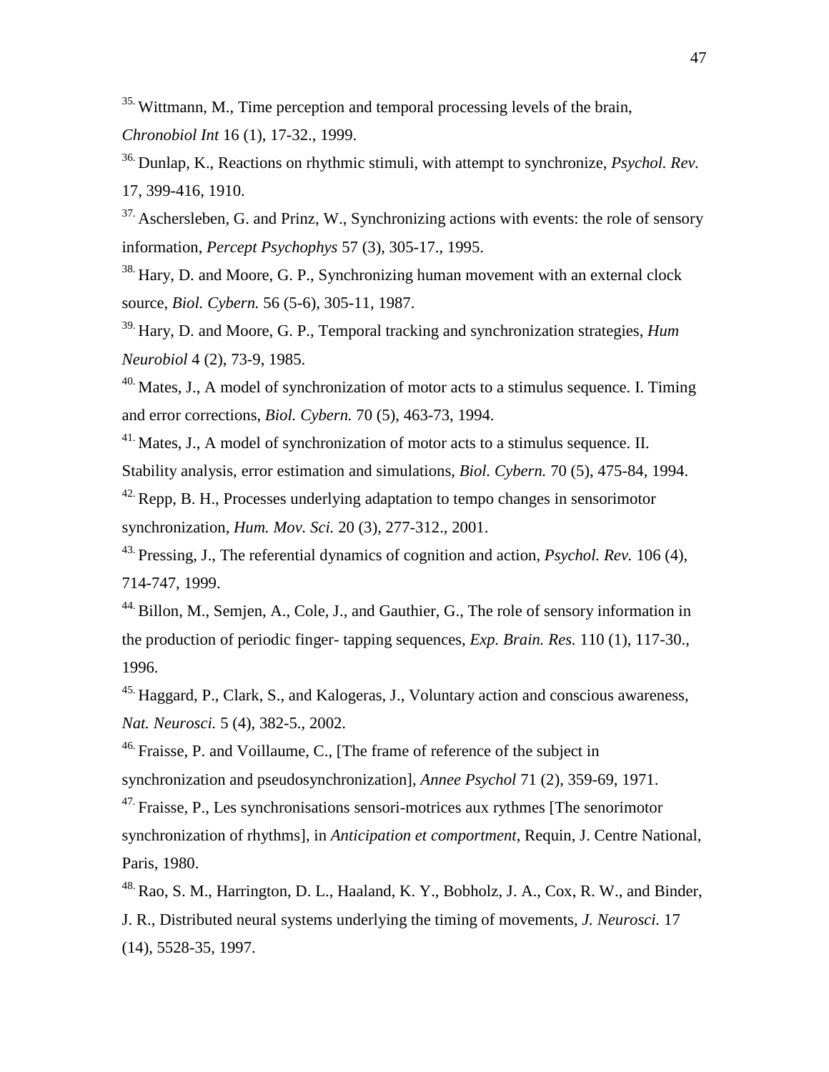35. Wittmann, M., Time perception and temporal processing levels of the brain, *Chronobiol Int* 16 (1), 17-32., 1999.

36. Dunlap, K., Reactions on rhythmic stimuli, with attempt to synchronize, *Psychol. Rev.* 17, 399-416, 1910.

37. Aschersleben, G. and Prinz, W., Synchronizing actions with events: the role of sensory information, *Percept Psychophys* 57 (3), 305-17., 1995.

38. Hary, D. and Moore, G. P., Synchronizing human movement with an external clock source, *Biol. Cybern.* 56 (5-6), 305-11, 1987.

39. Hary, D. and Moore, G. P., Temporal tracking and synchronization strategies, *Hum Neurobiol* 4 (2), 73-9, 1985.

40. Mates, J., A model of synchronization of motor acts to a stimulus sequence. I. Timing and error corrections, *Biol. Cybern.* 70 (5), 463-73, 1994.

41. Mates, J., A model of synchronization of motor acts to a stimulus sequence. II. Stability analysis, error estimation and simulations, *Biol. Cybern.* 70 (5), 475-84, 1994.

42. Repp, B. H., Processes underlying adaptation to tempo changes in sensorimotor synchronization, *Hum. Mov. Sci.* 20 (3), 277-312., 2001.

43. Pressing, J., The referential dynamics of cognition and action, *Psychol. Rev.* 106 (4), 714-747, 1999.

44. Billon, M., Semjen, A., Cole, J., and Gauthier, G., The role of sensory information in the production of periodic finger- tapping sequences, *Exp. Brain. Res.* 110 (1), 117-30., 1996.

45. Haggard, P., Clark, S., and Kalogeras, J., Voluntary action and conscious awareness, *Nat. Neurosci.* 5 (4), 382-5., 2002.

46. Fraisse, P. and Voillaume, C., [The frame of reference of the subject in synchronization and pseudosynchronization], *Annee Psychol* 71 (2), 359-69, 1971.

47. Fraisse, P., Les synchronisations sensori-motrices aux rythmes [The senorimotor synchronization of rhythms], in *Anticipation et comportment*, Requin, J. Centre National, Paris, 1980.

48. Rao, S. M., Harrington, D. L., Haaland, K. Y., Bobholz, J. A., Cox, R. W., and Binder, J. R., Distributed neural systems underlying the timing of movements, *J. Neurosci.* 17 (14), 5528-35, 1997.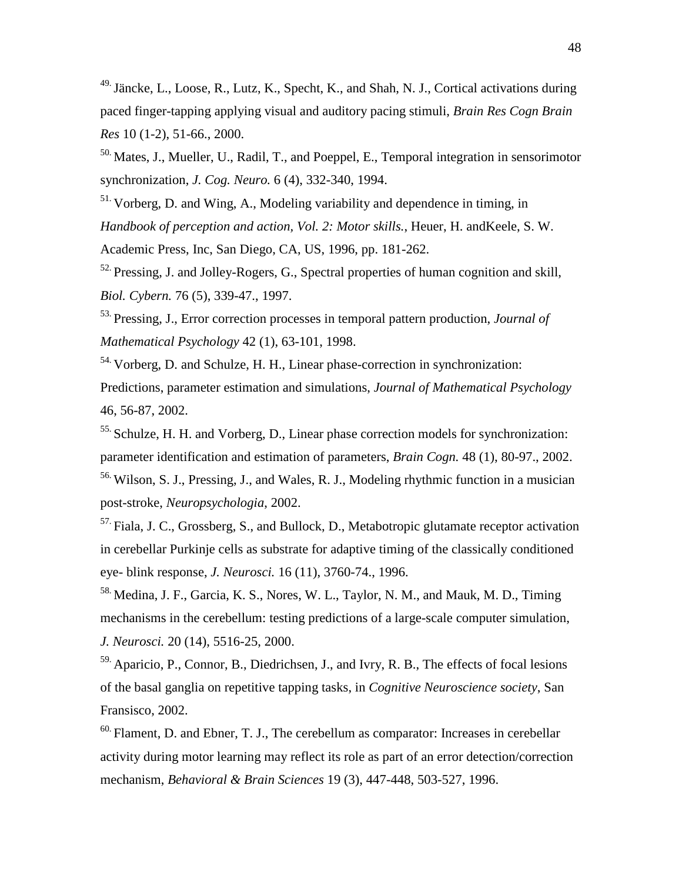[49.] Jäncke, L., Loose, R., Lutz, K., Specht, K., and Shah, N. J., Cortical activations during paced finger-tapping applying visual and auditory pacing stimuli, *Brain Res Cogn Brain Res* 10 (1-2), 51-66., 2000.

[50.] Mates, J., Mueller, U., Radil, T., and Poeppel, E., Temporal integration in sensorimotor synchronization, *J. Cog. Neuro.* 6 (4), 332-340, 1994.

[51.] Vorberg, D. and Wing, A., Modeling variability and dependence in timing, in *Handbook of perception and action, Vol. 2: Motor skills.*, Heuer, H. andKeele, S. W. Academic Press, Inc, San Diego, CA, US, 1996, pp. 181-262.

[52.] Pressing, J. and Jolley-Rogers, G., Spectral properties of human cognition and skill, *Biol. Cybern.* 76 (5), 339-47., 1997.

[53.] Pressing, J., Error correction processes in temporal pattern production, *Journal of Mathematical Psychology* 42 (1), 63-101, 1998.

[54.] Vorberg, D. and Schulze, H. H., Linear phase-correction in synchronization: Predictions, parameter estimation and simulations, *Journal of Mathematical Psychology* 46, 56-87, 2002.

[55.] Schulze, H. H. and Vorberg, D., Linear phase correction models for synchronization: parameter identification and estimation of parameters, *Brain Cogn.* 48 (1), 80-97., 2002.

[56.] Wilson, S. J., Pressing, J., and Wales, R. J., Modeling rhythmic function in a musician post-stroke, *Neuropsychologia*, 2002.

[57.] Fiala, J. C., Grossberg, S., and Bullock, D., Metabotropic glutamate receptor activation in cerebellar Purkinje cells as substrate for adaptive timing of the classically conditioned eye- blink response, *J. Neurosci.* 16 (11), 3760-74., 1996.

[58.] Medina, J. F., Garcia, K. S., Nores, W. L., Taylor, N. M., and Mauk, M. D., Timing mechanisms in the cerebellum: testing predictions of a large-scale computer simulation, *J. Neurosci.* 20 (14), 5516-25, 2000.

[59.] Aparicio, P., Connor, B., Diedrichsen, J., and Ivry, R. B., The effects of focal lesions of the basal ganglia on repetitive tapping tasks, in *Cognitive Neuroscience society*, San Fransisco, 2002.

[60.] Flament, D. and Ebner, T. J., The cerebellum as comparator: Increases in cerebellar activity during motor learning may reflect its role as part of an error detection/correction mechanism, *Behavioral & Brain Sciences* 19 (3), 447-448, 503-527, 1996.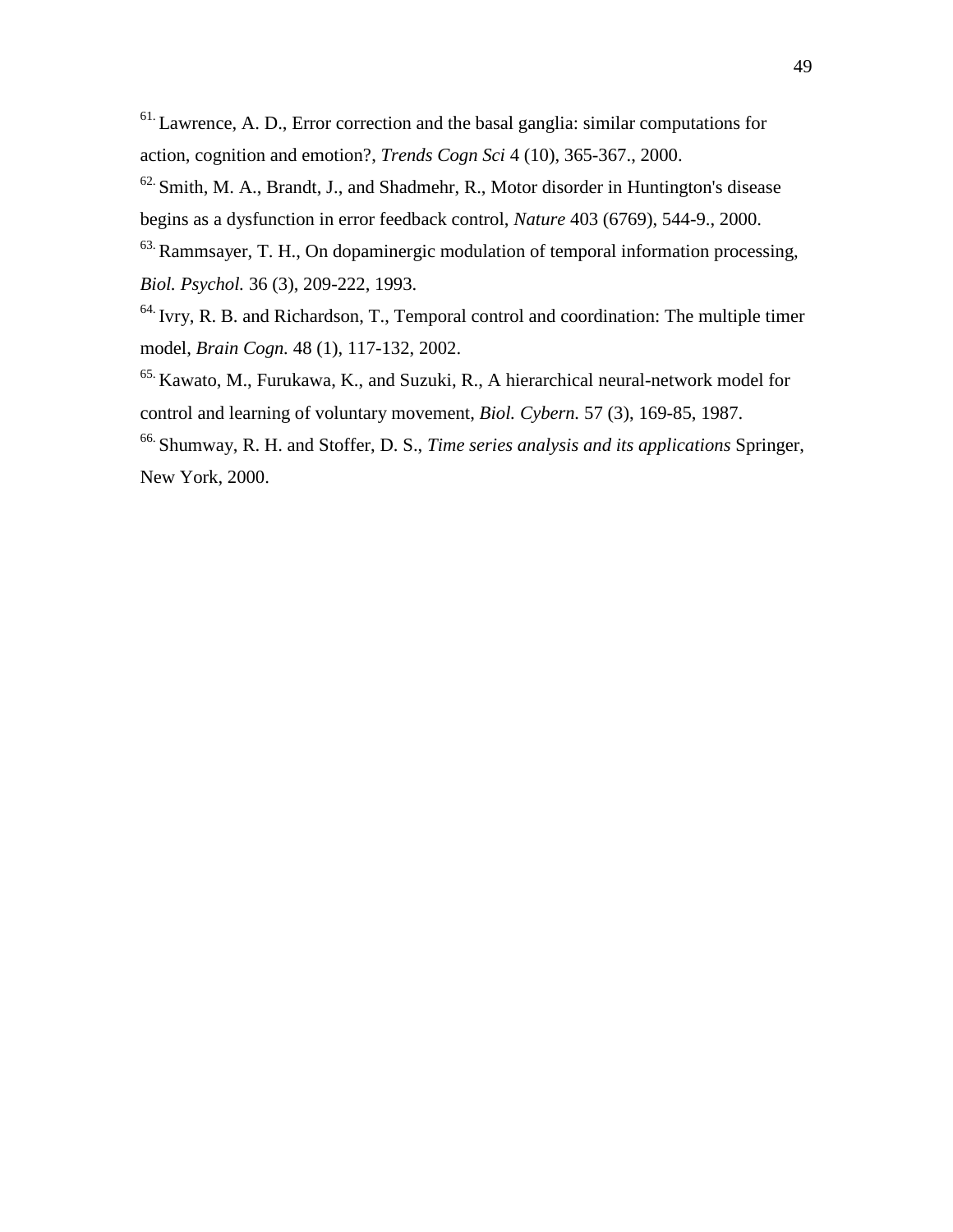61. Lawrence, A. D., Error correction and the basal ganglia: similar computations for action, cognition and emotion?, *Trends Cogn Sci* 4 (10), 365-367., 2000.

62. Smith, M. A., Brandt, J., and Shadmehr, R., Motor disorder in Huntington's disease begins as a dysfunction in error feedback control, *Nature* 403 (6769), 544-9., 2000.

63. Rammsayer, T. H., On dopaminergic modulation of temporal information processing, *Biol. Psychol.* 36 (3), 209-222, 1993.

64. Ivry, R. B. and Richardson, T., Temporal control and coordination: The multiple timer model, *Brain Cogn.* 48 (1), 117-132, 2002.

65. Kawato, M., Furukawa, K., and Suzuki, R., A hierarchical neural-network model for control and learning of voluntary movement, *Biol. Cybern.* 57 (3), 169-85, 1987.

66. Shumway, R. H. and Stoffer, D. S., *Time series analysis and its applications* Springer, New York, 2000.